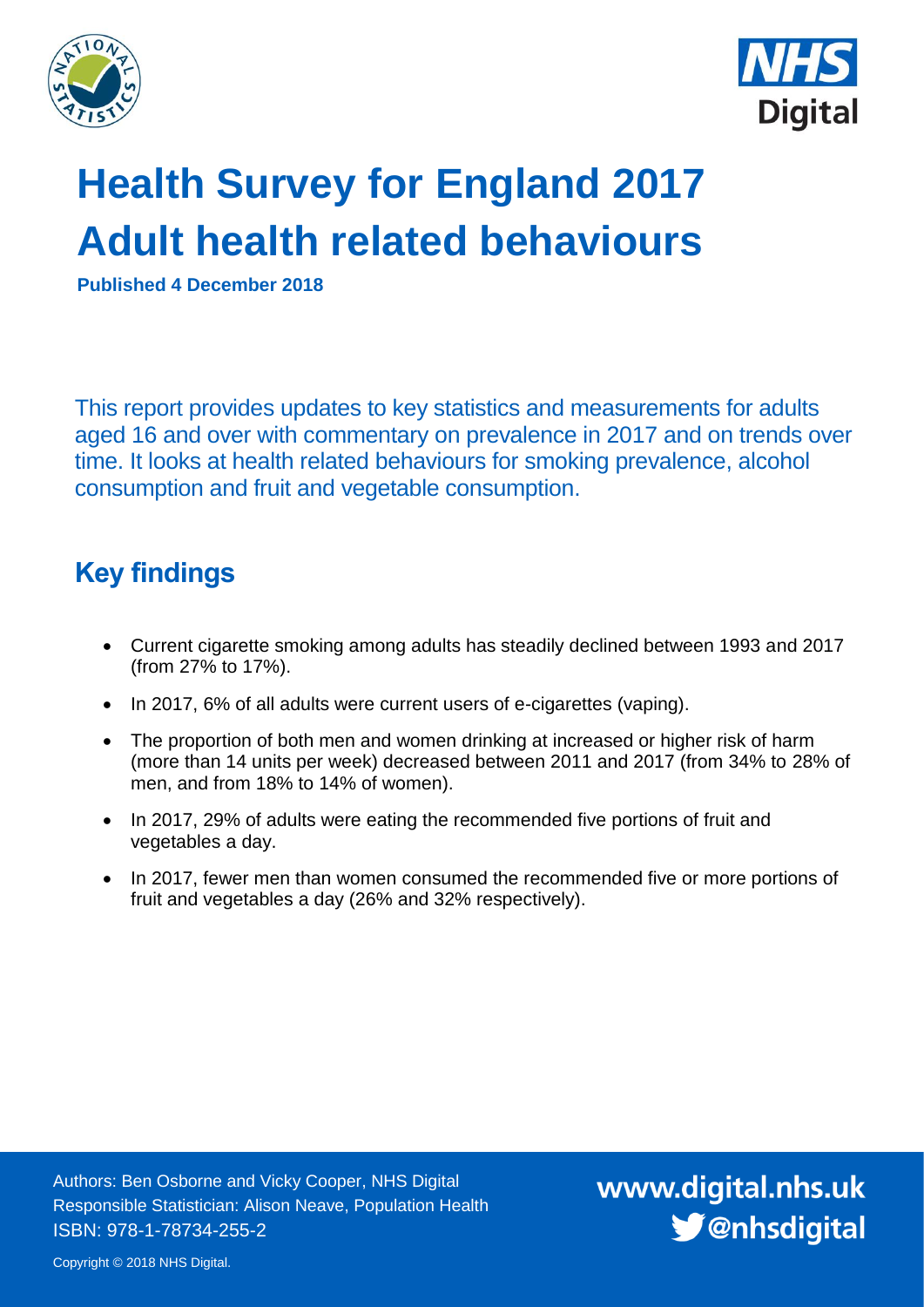# Health Survey for England 2017
# Adult health related behaviours

**Published 4 December 2018**

This report provides updates to key statistics and measurements for adults aged 16 and over with commentary on prevalence in 2017 and on trends over time. It looks at health related behaviours for smoking prevalence, alcohol consumption and fruit and vegetable consumption.

## Key findings

- Current cigarette smoking among adults has steadily declined between 1993 and 2017 (from 27% to 17%).
- In 2017, 6% of all adults were current users of e-cigarettes (vaping).
- The proportion of both men and women drinking at increased or higher risk of harm (more than 14 units per week) decreased between 2011 and 2017 (from 34% to 28% of men, and from 18% to 14% of women).
- In 2017, 29% of adults were eating the recommended five portions of fruit and vegetables a day.
- In 2017, fewer men than women consumed the recommended five or more portions of fruit and vegetables a day (26% and 32% respectively).

Authors: Ben Osborne and Vicky Cooper, NHS Digital
Responsible Statistician: Alison Neave, Population Health
ISBN: 978-1-78734-255-2

www.digital.nhs.uk
@nhsdigital

Copyright © 2018 NHS Digital.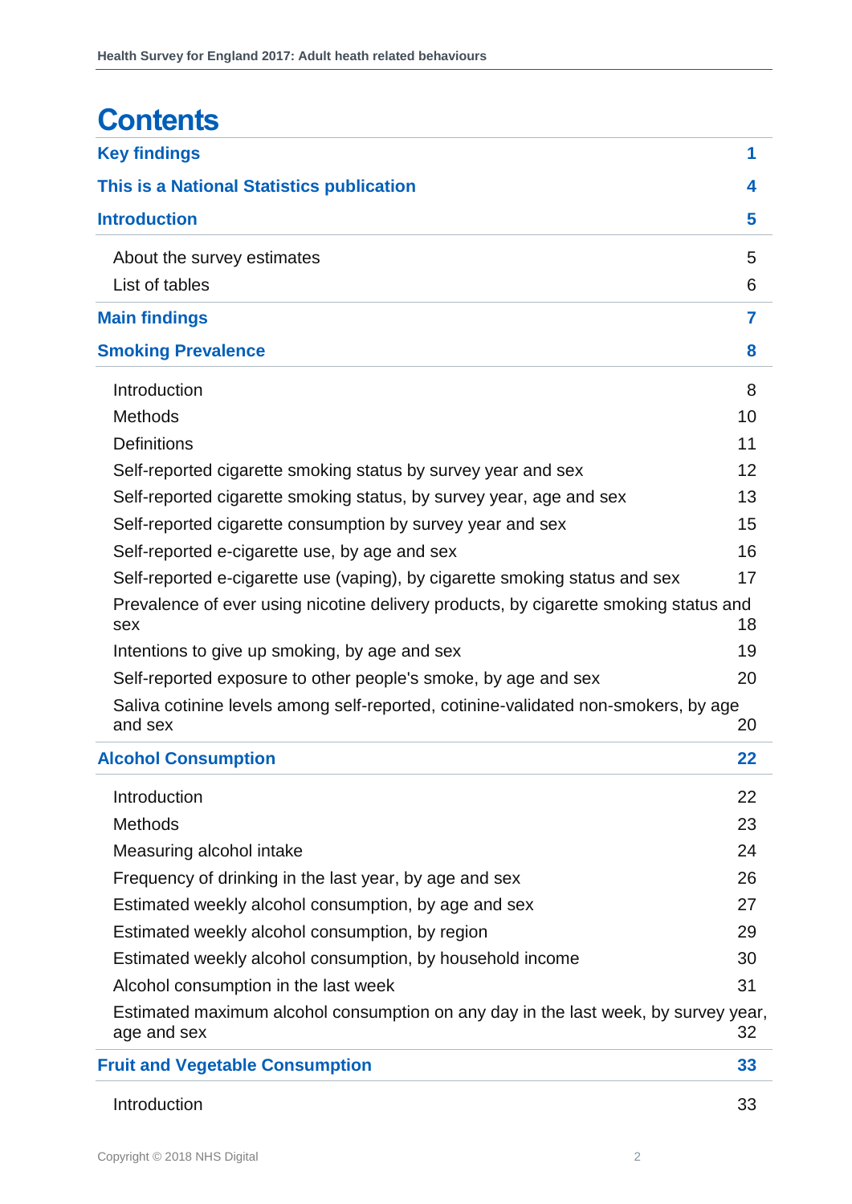# Contents

| | |
|---|---|
| **Key findings** | **1** |
| **This is a National Statistics publication** | **4** |
| **Introduction** | **5** |
| About the survey estimates | 5 |
| List of tables | 6 |
| **Main findings** | **7** |
| **Smoking Prevalence** | **8** |
| Introduction | 8 |
| Methods | 10 |
| Definitions | 11 |
| Self-reported cigarette smoking status by survey year and sex | 12 |
| Self-reported cigarette smoking status, by survey year, age and sex | 13 |
| Self-reported cigarette consumption by survey year and sex | 15 |
| Self-reported e-cigarette use, by age and sex | 16 |
| Self-reported e-cigarette use (vaping), by cigarette smoking status and sex | 17 |
| Prevalence of ever using nicotine delivery products, by cigarette smoking status and sex | 18 |
| Intentions to give up smoking, by age and sex | 19 |
| Self-reported exposure to other people's smoke, by age and sex | 20 |
| Saliva cotinine levels among self-reported, cotinine-validated non-smokers, by age and sex | 20 |
| **Alcohol Consumption** | **22** |
| Introduction | 22 |
| Methods | 23 |
| Measuring alcohol intake | 24 |
| Frequency of drinking in the last year, by age and sex | 26 |
| Estimated weekly alcohol consumption, by age and sex | 27 |
| Estimated weekly alcohol consumption, by region | 29 |
| Estimated weekly alcohol consumption, by household income | 30 |
| Alcohol consumption in the last week | 31 |
| Estimated maximum alcohol consumption on any day in the last week, by survey year, age and sex | 32 |
| **Fruit and Vegetable Consumption** | **33** |
| Introduction | 33 |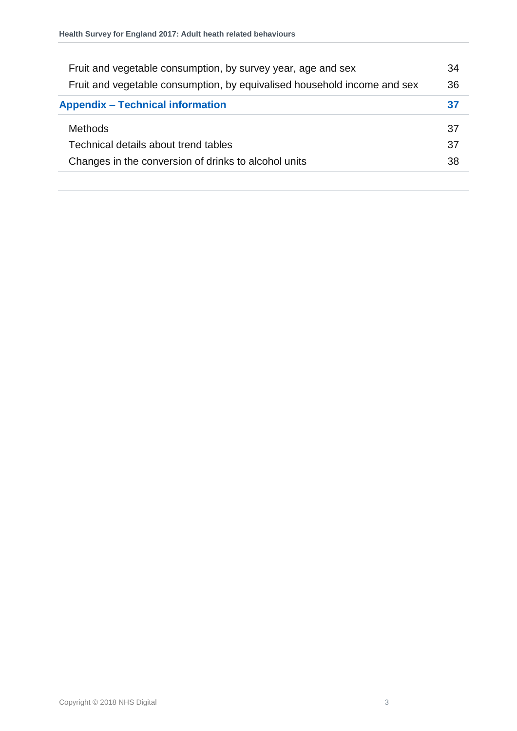Fruit and vegetable consumption, by survey year, age and sex 34

Fruit and vegetable consumption, by equivalised household income and sex 36

**Appendix – Technical information 37**

Methods 37

Technical details about trend tables 37

Changes in the conversion of drinks to alcohol units 38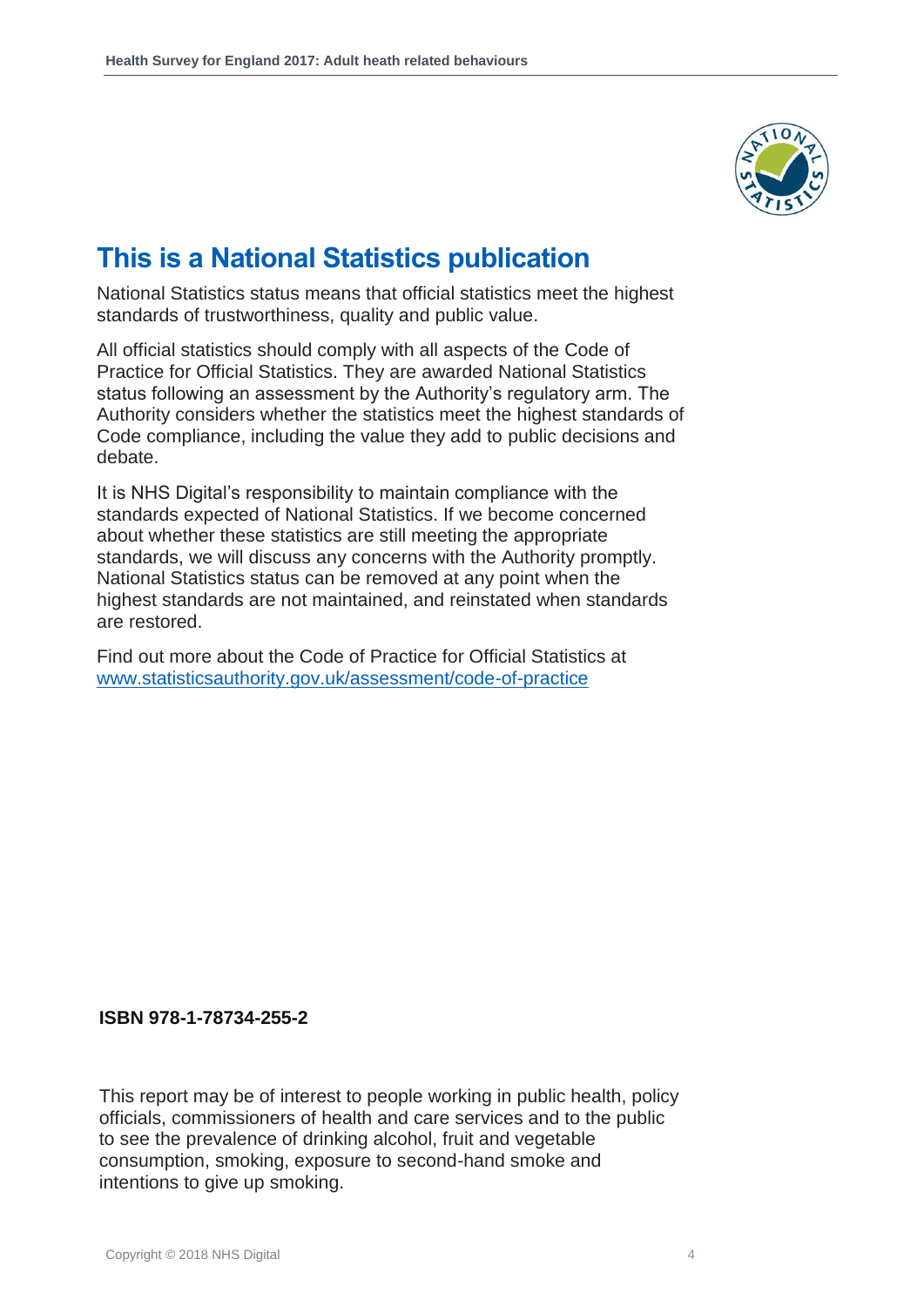# This is a National Statistics publication

National Statistics status means that official statistics meet the highest standards of trustworthiness, quality and public value.

All official statistics should comply with all aspects of the Code of Practice for Official Statistics. They are awarded National Statistics status following an assessment by the Authority's regulatory arm. The Authority considers whether the statistics meet the highest standards of Code compliance, including the value they add to public decisions and debate.

It is NHS Digital's responsibility to maintain compliance with the standards expected of National Statistics. If we become concerned about whether these statistics are still meeting the appropriate standards, we will discuss any concerns with the Authority promptly. National Statistics status can be removed at any point when the highest standards are not maintained, and reinstated when standards are restored.

Find out more about the Code of Practice for Official Statistics at [www.statisticsauthority.gov.uk/assessment/code-of-practice](www.statisticsauthority.gov.uk/assessment/code-of-practice)

**ISBN 978-1-78734-255-2**

This report may be of interest to people working in public health, policy officials, commissioners of health and care services and to the public to see the prevalence of drinking alcohol, fruit and vegetable consumption, smoking, exposure to second-hand smoke and intentions to give up smoking.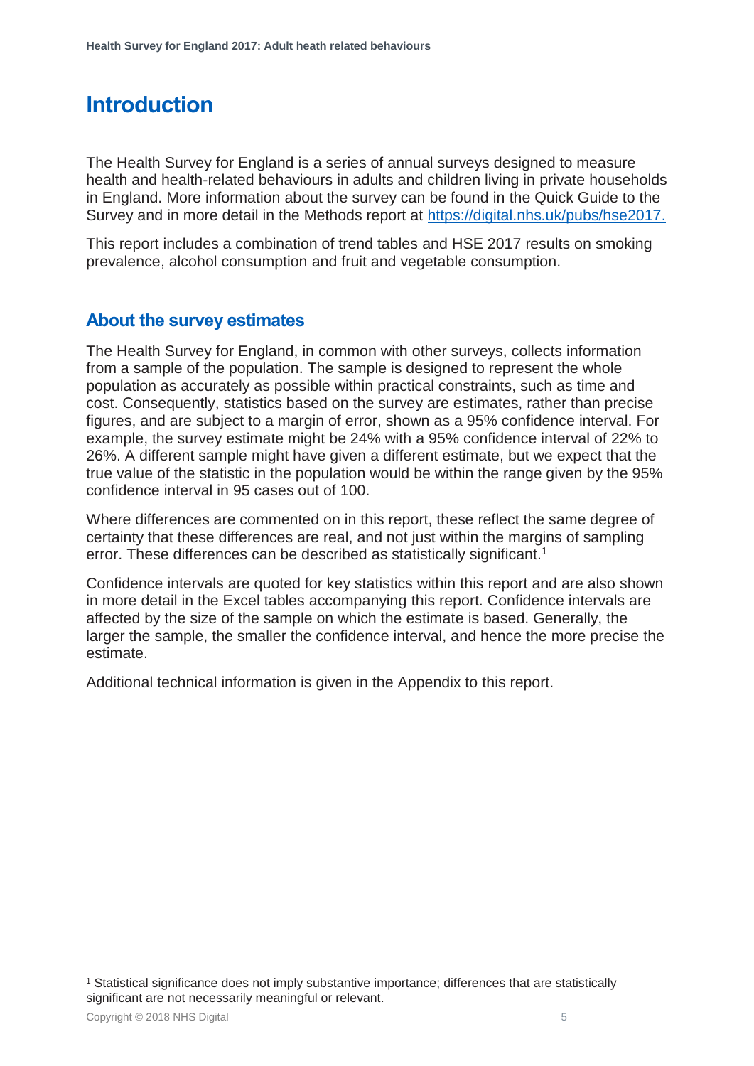# Introduction

The Health Survey for England is a series of annual surveys designed to measure health and health-related behaviours in adults and children living in private households in England. More information about the survey can be found in the Quick Guide to the Survey and in more detail in the Methods report at [https://digital.nhs.uk/pubs/hse2017.](https://digital.nhs.uk/pubs/hse2017)

This report includes a combination of trend tables and HSE 2017 results on smoking prevalence, alcohol consumption and fruit and vegetable consumption.

## About the survey estimates

The Health Survey for England, in common with other surveys, collects information from a sample of the population. The sample is designed to represent the whole population as accurately as possible within practical constraints, such as time and cost. Consequently, statistics based on the survey are estimates, rather than precise figures, and are subject to a margin of error, shown as a 95% confidence interval. For example, the survey estimate might be 24% with a 95% confidence interval of 22% to 26%. A different sample might have given a different estimate, but we expect that the true value of the statistic in the population would be within the range given by the 95% confidence interval in 95 cases out of 100.

Where differences are commented on in this report, these reflect the same degree of certainty that these differences are real, and not just within the margins of sampling error. These differences can be described as statistically significant.[1]

Confidence intervals are quoted for key statistics within this report and are also shown in more detail in the Excel tables accompanying this report. Confidence intervals are affected by the size of the sample on which the estimate is based. Generally, the larger the sample, the smaller the confidence interval, and hence the more precise the estimate.

Additional technical information is given in the Appendix to this report.

[1] Statistical significance does not imply substantive importance; differences that are statistically significant are not necessarily meaningful or relevant.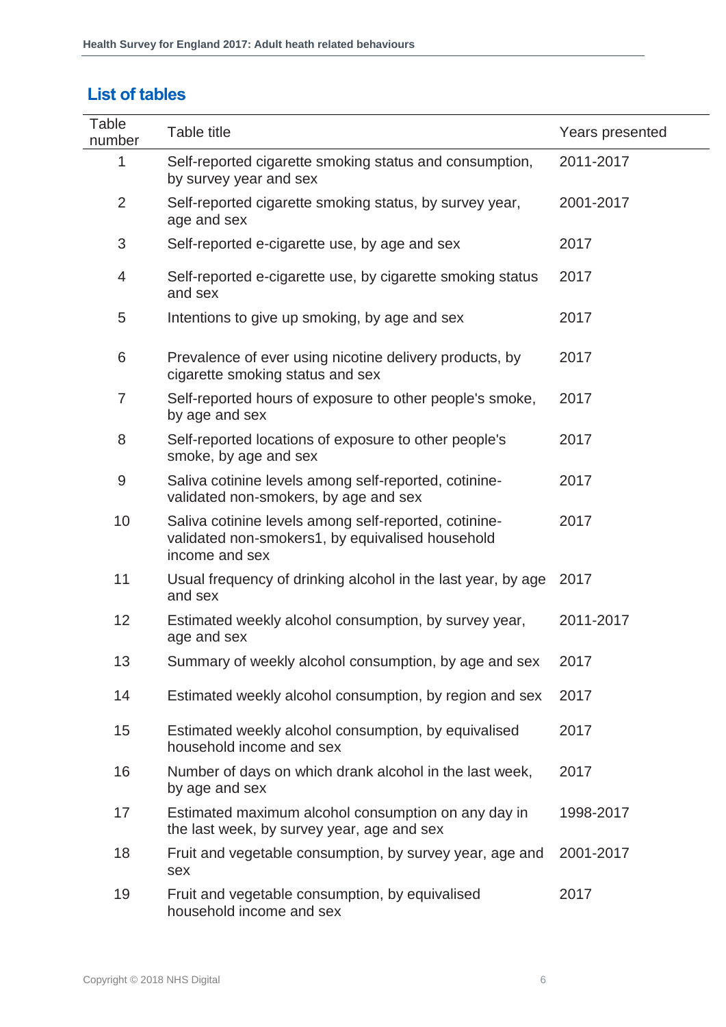## List of tables

| Table number | Table title | Years presented |
|---|---|---|
| 1 | Self-reported cigarette smoking status and consumption, by survey year and sex | 2011-2017 |
| 2 | Self-reported cigarette smoking status, by survey year, age and sex | 2001-2017 |
| 3 | Self-reported e-cigarette use, by age and sex | 2017 |
| 4 | Self-reported e-cigarette use, by cigarette smoking status and sex | 2017 |
| 5 | Intentions to give up smoking, by age and sex | 2017 |
| 6 | Prevalence of ever using nicotine delivery products, by cigarette smoking status and sex | 2017 |
| 7 | Self-reported hours of exposure to other people's smoke, by age and sex | 2017 |
| 8 | Self-reported locations of exposure to other people's smoke, by age and sex | 2017 |
| 9 | Saliva cotinine levels among self-reported, cotinine-validated non-smokers, by age and sex | 2017 |
| 10 | Saliva cotinine levels among self-reported, cotinine-validated non-smokers1, by equivalised household income and sex | 2017 |
| 11 | Usual frequency of drinking alcohol in the last year, by age and sex | 2017 |
| 12 | Estimated weekly alcohol consumption, by survey year, age and sex | 2011-2017 |
| 13 | Summary of weekly alcohol consumption, by age and sex | 2017 |
| 14 | Estimated weekly alcohol consumption, by region and sex | 2017 |
| 15 | Estimated weekly alcohol consumption, by equivalised household income and sex | 2017 |
| 16 | Number of days on which drank alcohol in the last week, by age and sex | 2017 |
| 17 | Estimated maximum alcohol consumption on any day in the last week, by survey year, age and sex | 1998-2017 |
| 18 | Fruit and vegetable consumption, by survey year, age and sex | 2001-2017 |
| 19 | Fruit and vegetable consumption, by equivalised household income and sex | 2017 |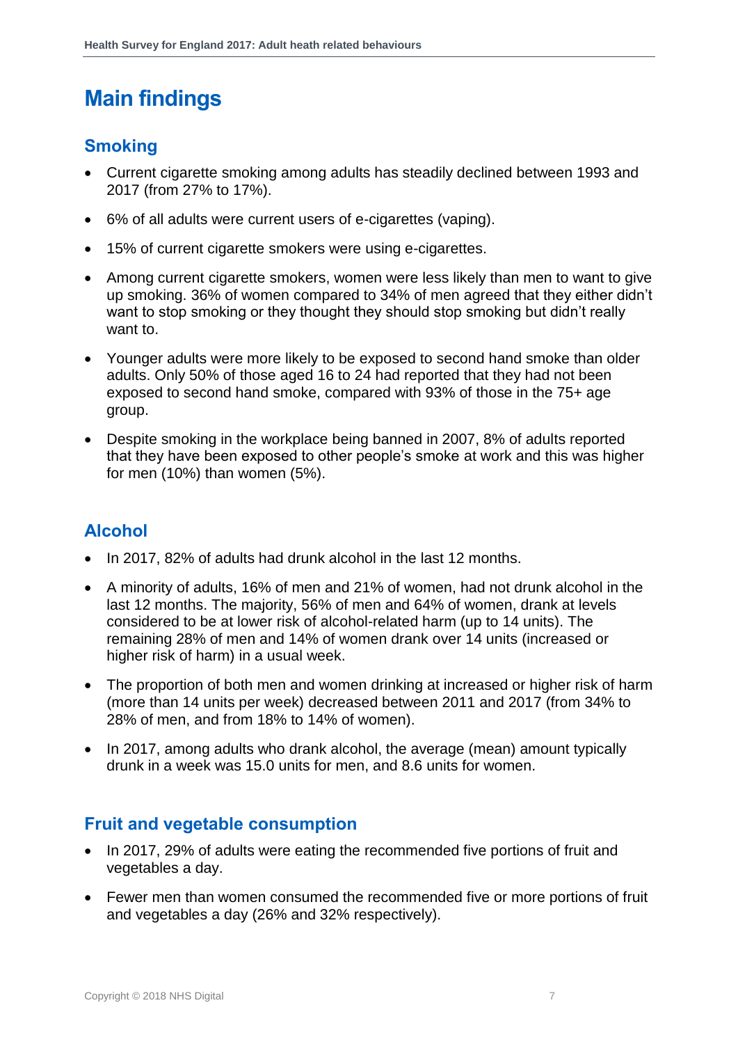# Main findings

## Smoking

- Current cigarette smoking among adults has steadily declined between 1993 and 2017 (from 27% to 17%).
- 6% of all adults were current users of e-cigarettes (vaping).
- 15% of current cigarette smokers were using e-cigarettes.
- Among current cigarette smokers, women were less likely than men to want to give up smoking. 36% of women compared to 34% of men agreed that they either didn't want to stop smoking or they thought they should stop smoking but didn't really want to.
- Younger adults were more likely to be exposed to second hand smoke than older adults. Only 50% of those aged 16 to 24 had reported that they had not been exposed to second hand smoke, compared with 93% of those in the 75+ age group.
- Despite smoking in the workplace being banned in 2007, 8% of adults reported that they have been exposed to other people's smoke at work and this was higher for men (10%) than women (5%).

## Alcohol

- In 2017, 82% of adults had drunk alcohol in the last 12 months.
- A minority of adults, 16% of men and 21% of women, had not drunk alcohol in the last 12 months. The majority, 56% of men and 64% of women, drank at levels considered to be at lower risk of alcohol-related harm (up to 14 units). The remaining 28% of men and 14% of women drank over 14 units (increased or higher risk of harm) in a usual week.
- The proportion of both men and women drinking at increased or higher risk of harm (more than 14 units per week) decreased between 2011 and 2017 (from 34% to 28% of men, and from 18% to 14% of women).
- In 2017, among adults who drank alcohol, the average (mean) amount typically drunk in a week was 15.0 units for men, and 8.6 units for women.

## Fruit and vegetable consumption

- In 2017, 29% of adults were eating the recommended five portions of fruit and vegetables a day.
- Fewer men than women consumed the recommended five or more portions of fruit and vegetables a day (26% and 32% respectively).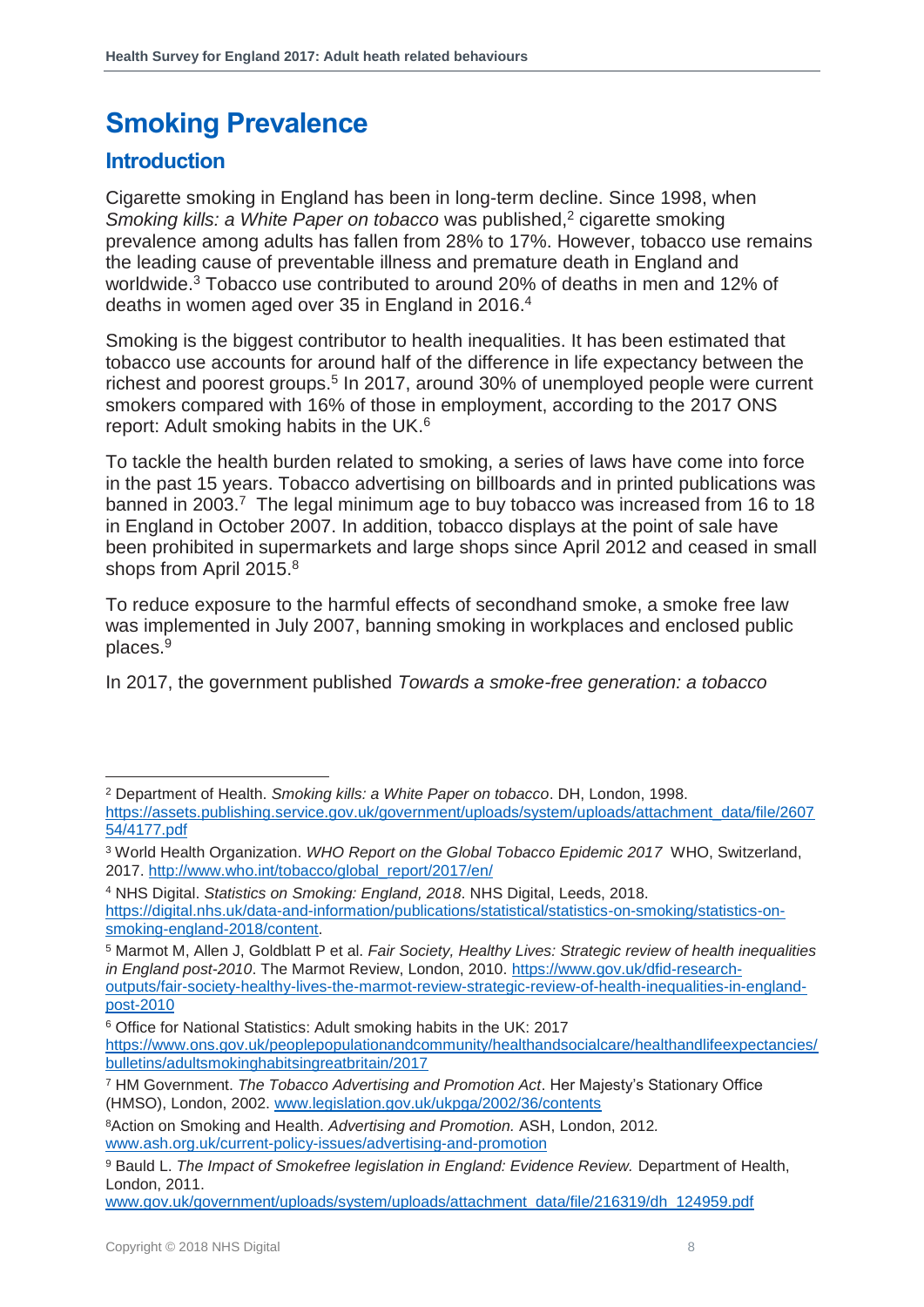# Smoking Prevalence

## Introduction

Cigarette smoking in England has been in long-term decline. Since 1998, when *Smoking kills: a White Paper on tobacco* was published,[2] cigarette smoking prevalence among adults has fallen from 28% to 17%. However, tobacco use remains the leading cause of preventable illness and premature death in England and worldwide.[3] Tobacco use contributed to around 20% of deaths in men and 12% of deaths in women aged over 35 in England in 2016.[4]

Smoking is the biggest contributor to health inequalities. It has been estimated that tobacco use accounts for around half of the difference in life expectancy between the richest and poorest groups.[5] In 2017, around 30% of unemployed people were current smokers compared with 16% of those in employment, according to the 2017 ONS report: Adult smoking habits in the UK.[6]

To tackle the health burden related to smoking, a series of laws have come into force in the past 15 years. Tobacco advertising on billboards and in printed publications was banned in 2003.[7] The legal minimum age to buy tobacco was increased from 16 to 18 in England in October 2007. In addition, tobacco displays at the point of sale have been prohibited in supermarkets and large shops since April 2012 and ceased in small shops from April 2015.[8]

To reduce exposure to the harmful effects of secondhand smoke, a smoke free law was implemented in July 2007, banning smoking in workplaces and enclosed public places.[9]

In 2017, the government published *Towards a smoke-free generation: a tobacco*

---

[2] Department of Health. *Smoking kills: a White Paper on tobacco*. DH, London, 1998. https://assets.publishing.service.gov.uk/government/uploads/system/uploads/attachment_data/file/260754/4177.pdf

[3] World Health Organization. *WHO Report on the Global Tobacco Epidemic 2017* WHO, Switzerland, 2017. http://www.who.int/tobacco/global_report/2017/en/

[4] NHS Digital. *Statistics on Smoking: England, 2018*. NHS Digital, Leeds, 2018. https://digital.nhs.uk/data-and-information/publications/statistical/statistics-on-smoking/statistics-on-smoking-england-2018/content.

[5] Marmot M, Allen J, Goldblatt P et al. *Fair Society, Healthy Lives: Strategic review of health inequalities in England post-2010*. The Marmot Review, London, 2010. https://www.gov.uk/dfid-research-outputs/fair-society-healthy-lives-the-marmot-review-strategic-review-of-health-inequalities-in-england-post-2010

[6] Office for National Statistics: Adult smoking habits in the UK: 2017 https://www.ons.gov.uk/peoplepopulationandcommunity/healthandsocialcare/healthandlifeexpectancies/bulletins/adultsmokinghabitsingreatbritain/2017

[7] HM Government. *The Tobacco Advertising and Promotion Act*. Her Majesty's Stationary Office (HMSO), London, 2002. www.legislation.gov.uk/ukpga/2002/36/contents

[8] Action on Smoking and Health. *Advertising and Promotion.* ASH, London, 2012. www.ash.org.uk/current-policy-issues/advertising-and-promotion

[9] Bauld L. *The Impact of Smokefree legislation in England: Evidence Review.* Department of Health, London, 2011. www.gov.uk/government/uploads/system/uploads/attachment_data/file/216319/dh_124959.pdf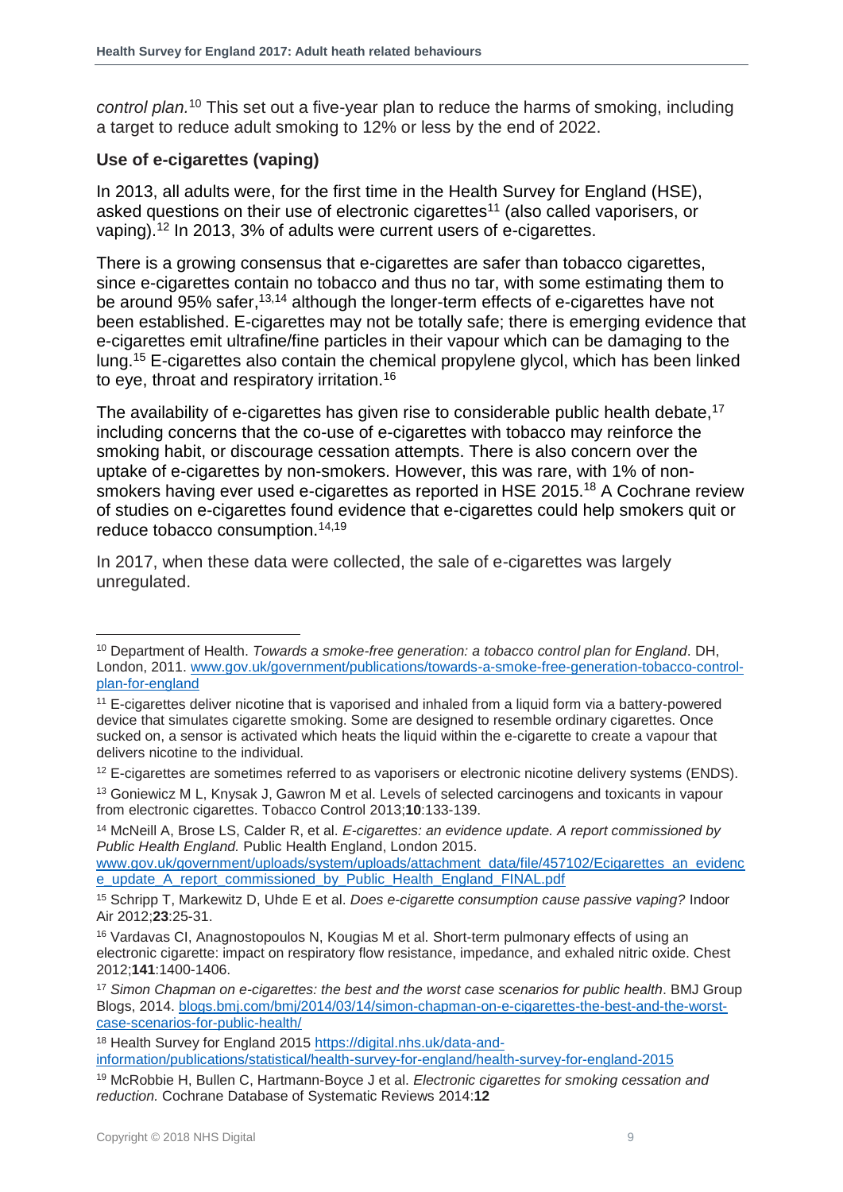*control plan.*[10] This set out a five-year plan to reduce the harms of smoking, including a target to reduce adult smoking to 12% or less by the end of 2022.

### Use of e-cigarettes (vaping)

In 2013, all adults were, for the first time in the Health Survey for England (HSE), asked questions on their use of electronic cigarettes[11] (also called vaporisers, or vaping).[12] In 2013, 3% of adults were current users of e-cigarettes.

There is a growing consensus that e-cigarettes are safer than tobacco cigarettes, since e-cigarettes contain no tobacco and thus no tar, with some estimating them to be around 95% safer,[13,14] although the longer-term effects of e-cigarettes have not been established. E-cigarettes may not be totally safe; there is emerging evidence that e-cigarettes emit ultrafine/fine particles in their vapour which can be damaging to the lung.[15] E-cigarettes also contain the chemical propylene glycol, which has been linked to eye, throat and respiratory irritation.[16]

The availability of e-cigarettes has given rise to considerable public health debate,[17] including concerns that the co-use of e-cigarettes with tobacco may reinforce the smoking habit, or discourage cessation attempts. There is also concern over the uptake of e-cigarettes by non-smokers. However, this was rare, with 1% of non-smokers having ever used e-cigarettes as reported in HSE 2015.[18] A Cochrane review of studies on e-cigarettes found evidence that e-cigarettes could help smokers quit or reduce tobacco consumption.[14,19]

In 2017, when these data were collected, the sale of e-cigarettes was largely unregulated.

---

[10] Department of Health. *Towards a smoke-free generation: a tobacco control plan for England*. DH, London, 2011. www.gov.uk/government/publications/towards-a-smoke-free-generation-tobacco-control-plan-for-england

[11] E-cigarettes deliver nicotine that is vaporised and inhaled from a liquid form via a battery-powered device that simulates cigarette smoking. Some are designed to resemble ordinary cigarettes. Once sucked on, a sensor is activated which heats the liquid within the e-cigarette to create a vapour that delivers nicotine to the individual.

[12] E-cigarettes are sometimes referred to as vaporisers or electronic nicotine delivery systems (ENDS).

[13] Goniewicz M L, Knysak J, Gawron M et al. Levels of selected carcinogens and toxicants in vapour from electronic cigarettes. Tobacco Control 2013;**10**:133-139.

[14] McNeill A, Brose LS, Calder R, et al. *E-cigarettes: an evidence update. A report commissioned by Public Health England.* Public Health England, London 2015. www.gov.uk/government/uploads/system/uploads/attachment_data/file/457102/Ecigarettes_an_evidence_update_A_report_commissioned_by_Public_Health_England_FINAL.pdf

[15] Schripp T, Markewitz D, Uhde E et al. *Does e-cigarette consumption cause passive vaping?* Indoor Air 2012;**23**:25-31.

[16] Vardavas CI, Anagnostopoulos N, Kougias M et al. Short-term pulmonary effects of using an electronic cigarette: impact on respiratory flow resistance, impedance, and exhaled nitric oxide. Chest 2012;**141**:1400-1406.

[17] *Simon Chapman on e-cigarettes: the best and the worst case scenarios for public health*. BMJ Group Blogs, 2014. blogs.bmj.com/bmj/2014/03/14/simon-chapman-on-e-cigarettes-the-best-and-the-worst-case-scenarios-for-public-health/

[18] Health Survey for England 2015 https://digital.nhs.uk/data-and-information/publications/statistical/health-survey-for-england/health-survey-for-england-2015

[19] McRobbie H, Bullen C, Hartmann-Boyce J et al. *Electronic cigarettes for smoking cessation and reduction.* Cochrane Database of Systematic Reviews 2014:**12**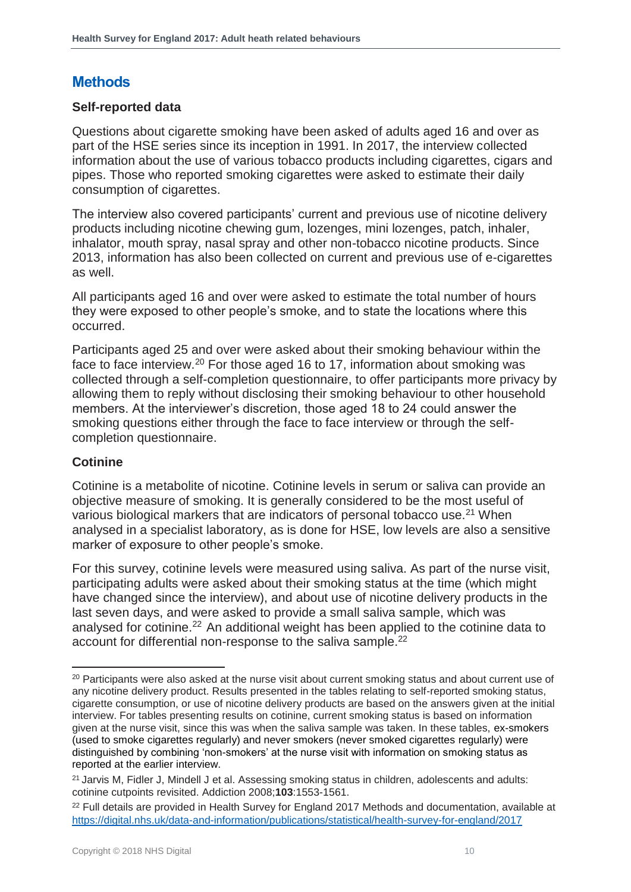## Methods

### Self-reported data

Questions about cigarette smoking have been asked of adults aged 16 and over as part of the HSE series since its inception in 1991. In 2017, the interview collected information about the use of various tobacco products including cigarettes, cigars and pipes. Those who reported smoking cigarettes were asked to estimate their daily consumption of cigarettes.

The interview also covered participants' current and previous use of nicotine delivery products including nicotine chewing gum, lozenges, mini lozenges, patch, inhaler, inhalator, mouth spray, nasal spray and other non-tobacco nicotine products. Since 2013, information has also been collected on current and previous use of e-cigarettes as well.

All participants aged 16 and over were asked to estimate the total number of hours they were exposed to other people's smoke, and to state the locations where this occurred.

Participants aged 25 and over were asked about their smoking behaviour within the face to face interview.[20] For those aged 16 to 17, information about smoking was collected through a self-completion questionnaire, to offer participants more privacy by allowing them to reply without disclosing their smoking behaviour to other household members. At the interviewer's discretion, those aged 18 to 24 could answer the smoking questions either through the face to face interview or through the self-completion questionnaire.

### Cotinine

Cotinine is a metabolite of nicotine. Cotinine levels in serum or saliva can provide an objective measure of smoking. It is generally considered to be the most useful of various biological markers that are indicators of personal tobacco use.[21] When analysed in a specialist laboratory, as is done for HSE, low levels are also a sensitive marker of exposure to other people's smoke.

For this survey, cotinine levels were measured using saliva. As part of the nurse visit, participating adults were asked about their smoking status at the time (which might have changed since the interview), and about use of nicotine delivery products in the last seven days, and were asked to provide a small saliva sample, which was analysed for cotinine.[22] An additional weight has been applied to the cotinine data to account for differential non-response to the saliva sample.[22]

---

[20] Participants were also asked at the nurse visit about current smoking status and about current use of any nicotine delivery product. Results presented in the tables relating to self-reported smoking status, cigarette consumption, or use of nicotine delivery products are based on the answers given at the initial interview. For tables presenting results on cotinine, current smoking status is based on information given at the nurse visit, since this was when the saliva sample was taken. In these tables, ex-smokers (used to smoke cigarettes regularly) and never smokers (never smoked cigarettes regularly) were distinguished by combining 'non-smokers' at the nurse visit with information on smoking status as reported at the earlier interview.

[21] Jarvis M, Fidler J, Mindell J et al. Assessing smoking status in children, adolescents and adults: cotinine cutpoints revisited. Addiction 2008;**103**:1553-1561.

[22] Full details are provided in Health Survey for England 2017 Methods and documentation, available at https://digital.nhs.uk/data-and-information/publications/statistical/health-survey-for-england/2017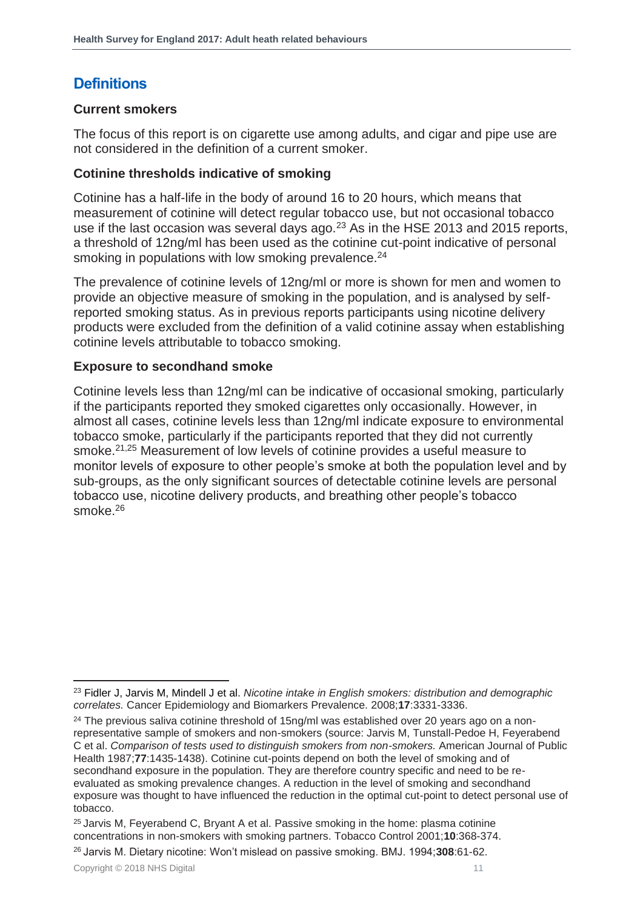## Definitions

### Current smokers

The focus of this report is on cigarette use among adults, and cigar and pipe use are not considered in the definition of a current smoker.

### Cotinine thresholds indicative of smoking

Cotinine has a half-life in the body of around 16 to 20 hours, which means that measurement of cotinine will detect regular tobacco use, but not occasional tobacco use if the last occasion was several days ago.[23] As in the HSE 2013 and 2015 reports, a threshold of 12ng/ml has been used as the cotinine cut-point indicative of personal smoking in populations with low smoking prevalence.[24]

The prevalence of cotinine levels of 12ng/ml or more is shown for men and women to provide an objective measure of smoking in the population, and is analysed by self-reported smoking status. As in previous reports participants using nicotine delivery products were excluded from the definition of a valid cotinine assay when establishing cotinine levels attributable to tobacco smoking.

### Exposure to secondhand smoke

Cotinine levels less than 12ng/ml can be indicative of occasional smoking, particularly if the participants reported they smoked cigarettes only occasionally. However, in almost all cases, cotinine levels less than 12ng/ml indicate exposure to environmental tobacco smoke, particularly if the participants reported that they did not currently smoke.[21,25] Measurement of low levels of cotinine provides a useful measure to monitor levels of exposure to other people's smoke at both the population level and by sub-groups, as the only significant sources of detectable cotinine levels are personal tobacco use, nicotine delivery products, and breathing other people's tobacco smoke.[26]

---

[23] Fidler J, Jarvis M, Mindell J et al. *Nicotine intake in English smokers: distribution and demographic correlates.* Cancer Epidemiology and Biomarkers Prevalence. 2008;**17**:3331-3336.

[24] The previous saliva cotinine threshold of 15ng/ml was established over 20 years ago on a non-representative sample of smokers and non-smokers (source: Jarvis M, Tunstall-Pedoe H, Feyerabend C et al. *Comparison of tests used to distinguish smokers from non-smokers.* American Journal of Public Health 1987;**77**:1435-1438). Cotinine cut-points depend on both the level of smoking and of secondhand exposure in the population. They are therefore country specific and need to be re-evaluated as smoking prevalence changes. A reduction in the level of smoking and secondhand exposure was thought to have influenced the reduction in the optimal cut-point to detect personal use of tobacco.

[25] Jarvis M, Feyerabend C, Bryant A et al. Passive smoking in the home: plasma cotinine concentrations in non-smokers with smoking partners. Tobacco Control 2001;**10**:368-374.

[26] Jarvis M. Dietary nicotine: Won't mislead on passive smoking. BMJ. 1994;**308**:61-62.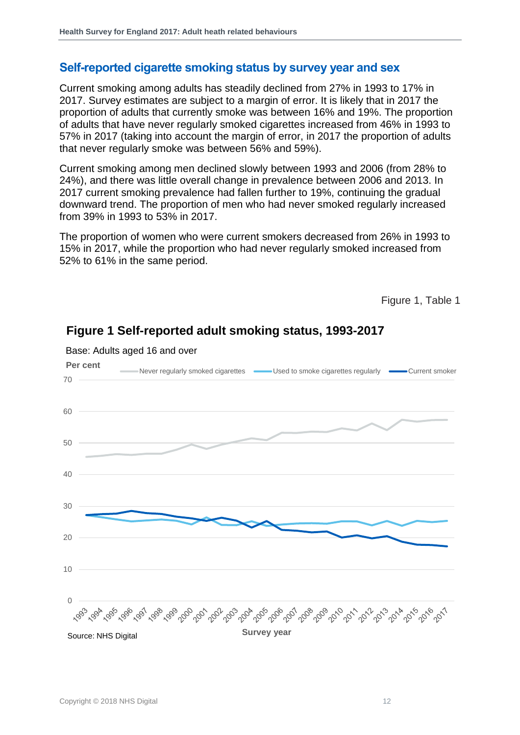## Self-reported cigarette smoking status by survey year and sex

Current smoking among adults has steadily declined from 27% in 1993 to 17% in 2017. Survey estimates are subject to a margin of error. It is likely that in 2017 the proportion of adults that currently smoke was between 16% and 19%. The proportion of adults that have never regularly smoked cigarettes increased from 46% in 1993 to 57% in 2017 (taking into account the margin of error, in 2017 the proportion of adults that never regularly smoke was between 56% and 59%).

Current smoking among men declined slowly between 1993 and 2006 (from 28% to 24%), and there was little overall change in prevalence between 2006 and 2013. In 2017 current smoking prevalence had fallen further to 19%, continuing the gradual downward trend. The proportion of men who had never smoked regularly increased from 39% in 1993 to 53% in 2017.

The proportion of women who were current smokers decreased from 26% in 1993 to 15% in 2017, while the proportion who had never regularly smoked increased from 52% to 61% in the same period.

Figure 1, Table 1

### Figure 1 Self-reported adult smoking status, 1993-2017

Base: Adults aged 16 and over

Per cent

Never regularly smoked cigarettes
Used to smoke cigarettes regularly
Current smoker

70
60
50
40
30
20
10
0

1993 1994 1995 1996 1997 1998 1999 2000 2001 2002 2003 2004 2005 2006 2007 2008 2009 2010 2011 2012 2013 2014 2015 2016 2017

Survey year

Source: NHS Digital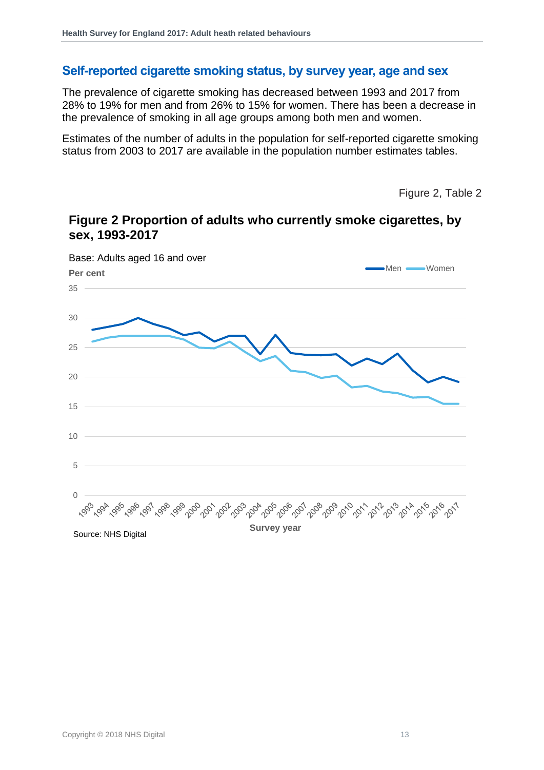## Self-reported cigarette smoking status, by survey year, age and sex

The prevalence of cigarette smoking has decreased between 1993 and 2017 from 28% to 19% for men and from 26% to 15% for women. There has been a decrease in the prevalence of smoking in all age groups among both men and women.

Estimates of the number of adults in the population for self-reported cigarette smoking status from 2003 to 2017 are available in the population number estimates tables.

Figure 2, Table 2

### Figure 2 Proportion of adults who currently smoke cigarettes, by sex, 1993-2017

Base: Adults aged 16 and over

Per cent

Men
Women

35
30
25
20
15
10
5
0

1993 1994 1995 1996 1997 1998 1999 2000 2001 2002 2003 2004 2005 2006 2007 2008 2009 2010 2011 2012 2013 2014 2015 2016 2017

Survey year

Source: NHS Digital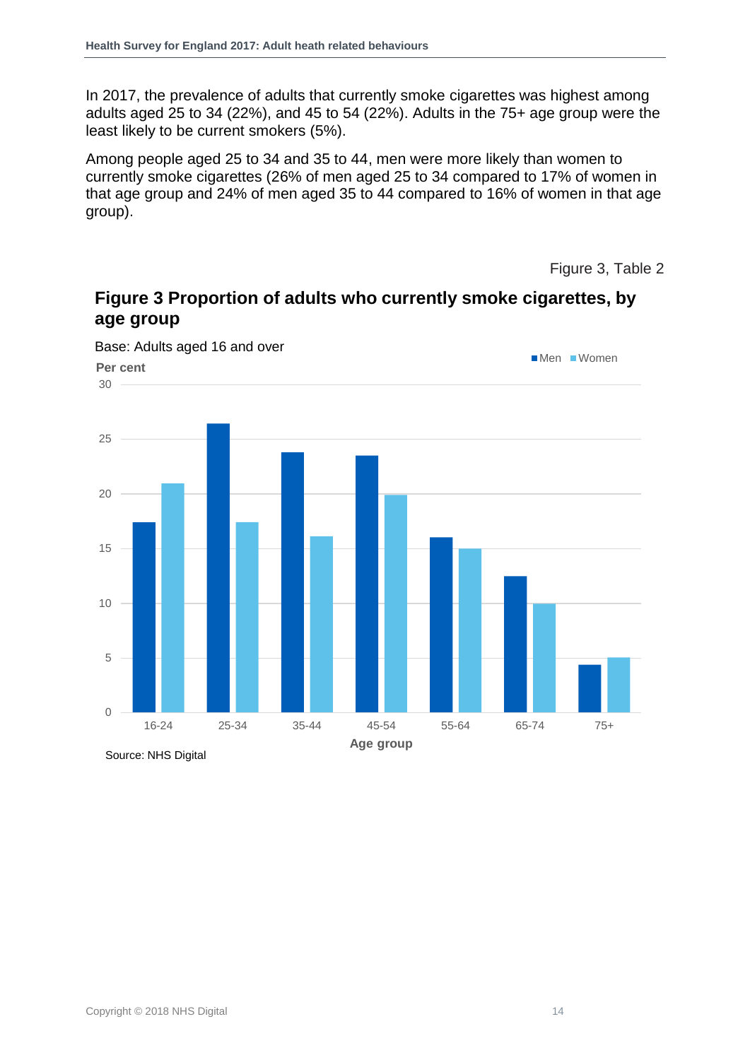In 2017, the prevalence of adults that currently smoke cigarettes was highest among adults aged 25 to 34 (22%), and 45 to 54 (22%). Adults in the 75+ age group were the least likely to be current smokers (5%).

Among people aged 25 to 34 and 35 to 44, men were more likely than women to currently smoke cigarettes (26% of men aged 25 to 34 compared to 17% of women in that age group and 24% of men aged 35 to 44 compared to 16% of women in that age group).

Figure 3, Table 2

## Figure 3 Proportion of adults who currently smoke cigarettes, by age group

Base: Adults aged 16 and over

Men Women

Per cent

30
25
20
15
10
5
0

16-24 25-34 35-44 45-54 55-64 65-74 75+

Age group

Source: NHS Digital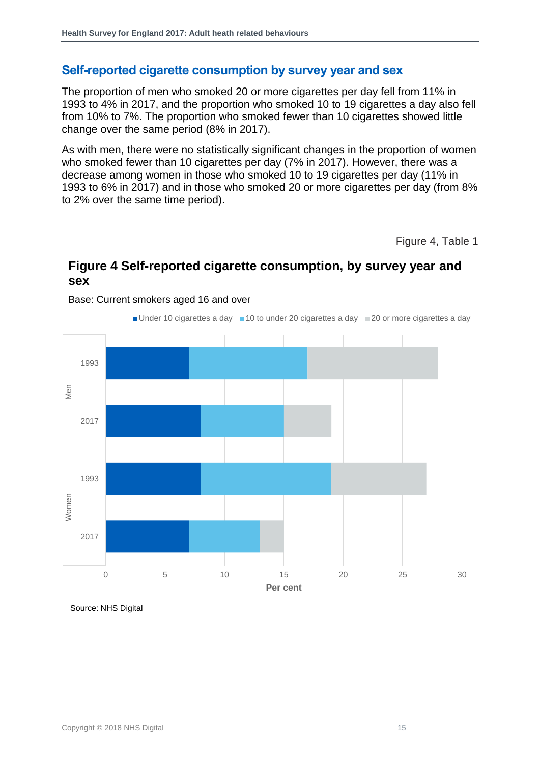## Self-reported cigarette consumption by survey year and sex

The proportion of men who smoked 20 or more cigarettes per day fell from 11% in 1993 to 4% in 2017, and the proportion who smoked 10 to 19 cigarettes a day also fell from 10% to 7%. The proportion who smoked fewer than 10 cigarettes showed little change over the same period (8% in 2017).

As with men, there were no statistically significant changes in the proportion of women who smoked fewer than 10 cigarettes per day (7% in 2017). However, there was a decrease among women in those who smoked 10 to 19 cigarettes per day (11% in 1993 to 6% in 2017) and in those who smoked 20 or more cigarettes per day (from 8% to 2% over the same time period).

Figure 4, Table 1

### Figure 4 Self-reported cigarette consumption, by survey year and sex

Base: Current smokers aged 16 and over

Under 10 cigarettes a day
10 to under 20 cigarettes a day
20 or more cigarettes a day

Men
1993
2017

Women
1993
2017

0
5
10
15
20
25
30

Per cent

Source: NHS Digital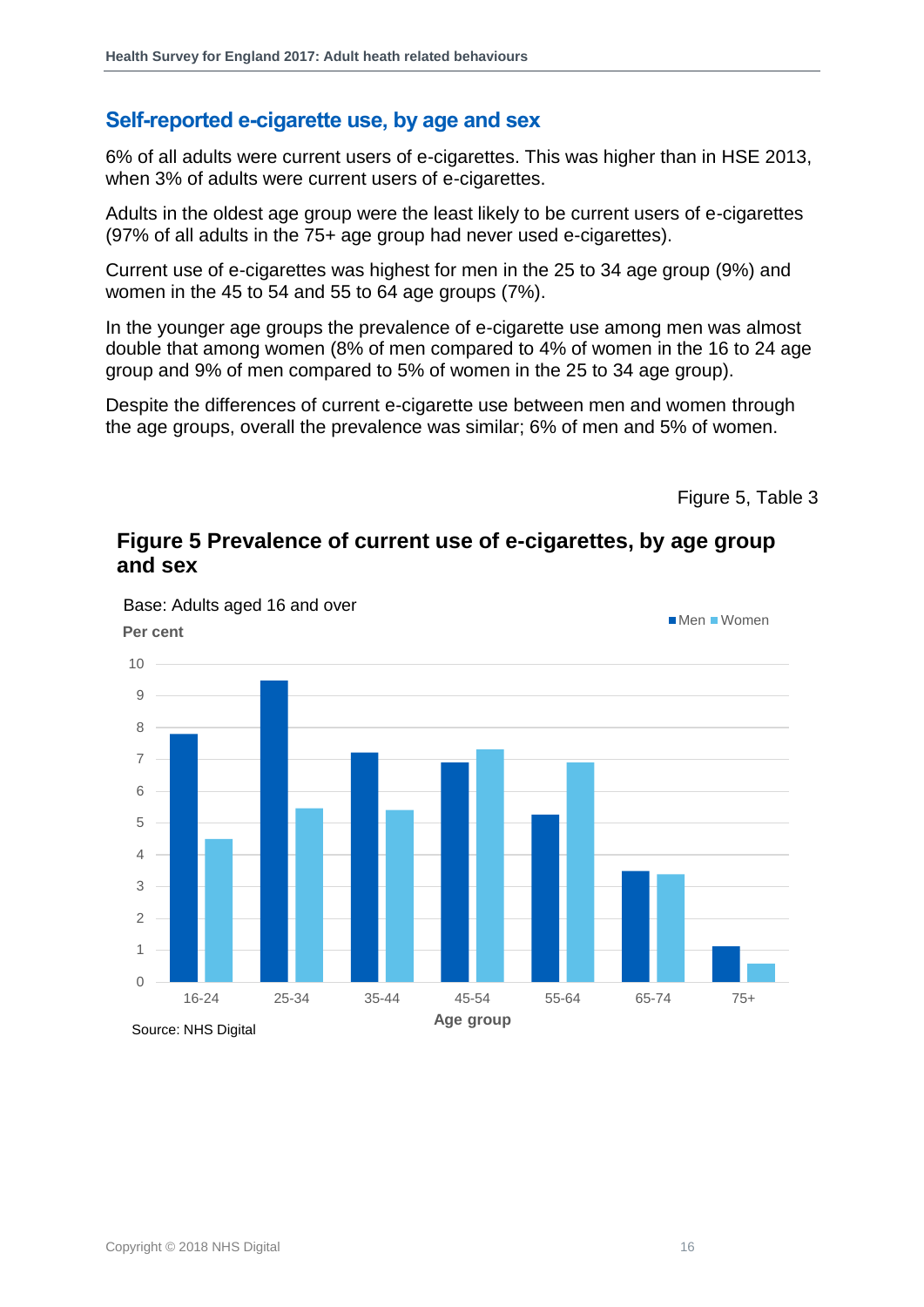## Self-reported e-cigarette use, by age and sex

6% of all adults were current users of e-cigarettes. This was higher than in HSE 2013, when 3% of adults were current users of e-cigarettes.

Adults in the oldest age group were the least likely to be current users of e-cigarettes (97% of all adults in the 75+ age group had never used e-cigarettes).

Current use of e-cigarettes was highest for men in the 25 to 34 age group (9%) and women in the 45 to 54 and 55 to 64 age groups (7%).

In the younger age groups the prevalence of e-cigarette use among men was almost double that among women (8% of men compared to 4% of women in the 16 to 24 age group and 9% of men compared to 5% of women in the 25 to 34 age group).

Despite the differences of current e-cigarette use between men and women through the age groups, overall the prevalence was similar; 6% of men and 5% of women.

Figure 5, Table 3

### Figure 5 Prevalence of current use of e-cigarettes, by age group and sex

Base: Adults aged 16 and over

Per cent

Men, Women

Age group: 16-24, 25-34, 35-44, 45-54, 55-64, 65-74, 75+

Source: NHS Digital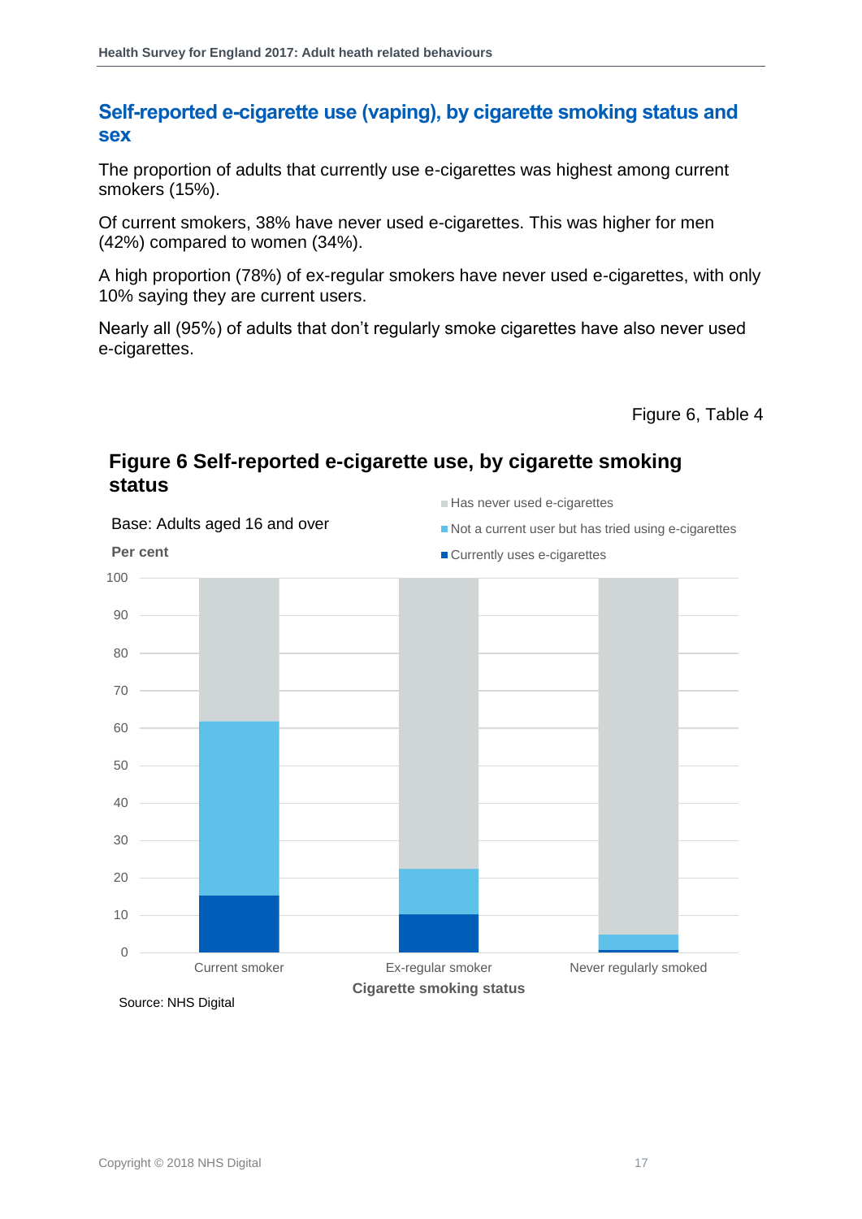## Self-reported e-cigarette use (vaping), by cigarette smoking status and sex

The proportion of adults that currently use e-cigarettes was highest among current smokers (15%).

Of current smokers, 38% have never used e-cigarettes. This was higher for men (42%) compared to women (34%).

A high proportion (78%) of ex-regular smokers have never used e-cigarettes, with only 10% saying they are current users.

Nearly all (95%) of adults that don't regularly smoke cigarettes have also never used e-cigarettes.

Figure 6, Table 4

### Figure 6 Self-reported e-cigarette use, by cigarette smoking status

Base: Adults aged 16 and over

Per cent

Has never used e-cigarettes
Not a current user but has tried using e-cigarettes
Currently uses e-cigarettes

100
90
80
70
60
50
40
30
20
10
0

Current smoker
Ex-regular smoker
Never regularly smoked

Cigarette smoking status

Source: NHS Digital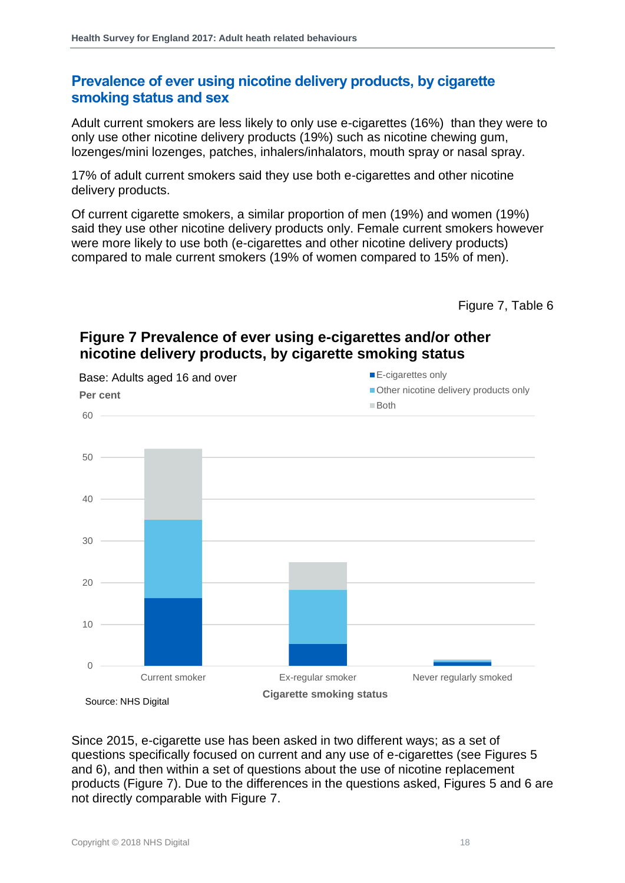## Prevalence of ever using nicotine delivery products, by cigarette smoking status and sex

Adult current smokers are less likely to only use e-cigarettes (16%) than they were to only use other nicotine delivery products (19%) such as nicotine chewing gum, lozenges/mini lozenges, patches, inhalers/inhalators, mouth spray or nasal spray.

17% of adult current smokers said they use both e-cigarettes and other nicotine delivery products.

Of current cigarette smokers, a similar proportion of men (19%) and women (19%) said they use other nicotine delivery products only. Female current smokers however were more likely to use both (e-cigarettes and other nicotine delivery products) compared to male current smokers (19% of women compared to 15% of men).

Figure 7, Table 6

### Figure 7 Prevalence of ever using e-cigarettes and/or other nicotine delivery products, by cigarette smoking status

Base: Adults aged 16 and over

Per cent

E-cigarettes only
Other nicotine delivery products only
Both

60
50
40
30
20
10
0

Current smoker
Ex-regular smoker
Never regularly smoked

Cigarette smoking status

Source: NHS Digital

Since 2015, e-cigarette use has been asked in two different ways; as a set of questions specifically focused on current and any use of e-cigarettes (see Figures 5 and 6), and then within a set of questions about the use of nicotine replacement products (Figure 7). Due to the differences in the questions asked, Figures 5 and 6 are not directly comparable with Figure 7.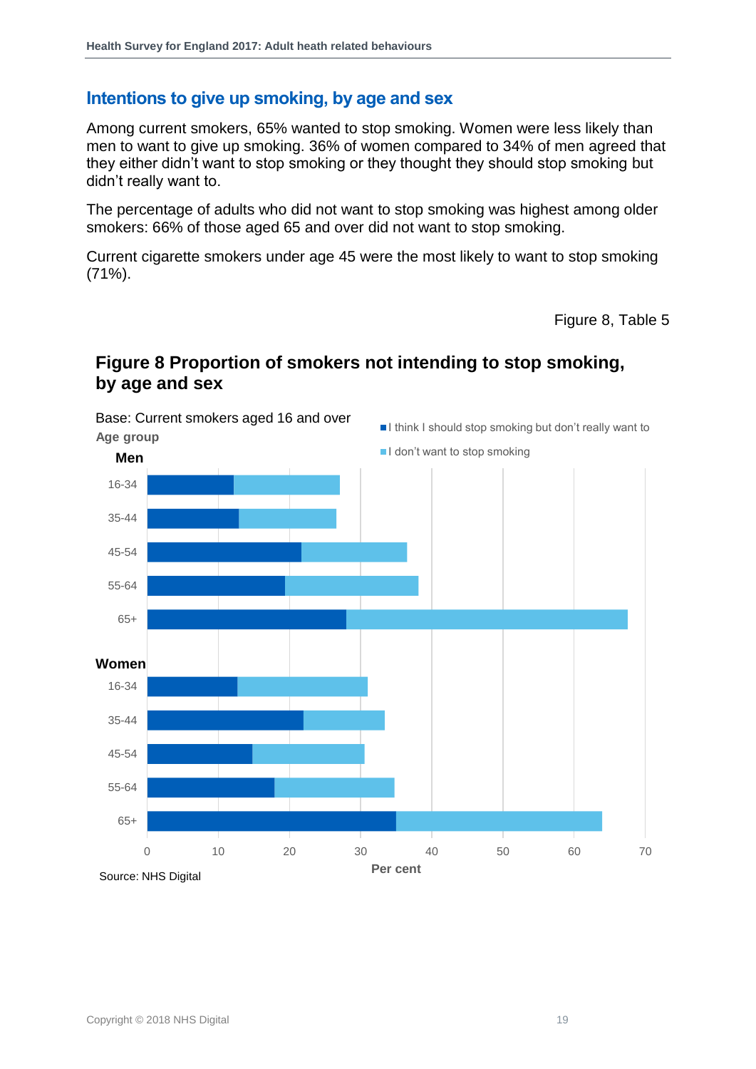## Intentions to give up smoking, by age and sex

Among current smokers, 65% wanted to stop smoking. Women were less likely than men to want to give up smoking. 36% of women compared to 34% of men agreed that they either didn't want to stop smoking or they thought they should stop smoking but didn't really want to.

The percentage of adults who did not want to stop smoking was highest among older smokers: 66% of those aged 65 and over did not want to stop smoking.

Current cigarette smokers under age 45 were the most likely to want to stop smoking (71%).

Figure 8, Table 5

### Figure 8 Proportion of smokers not intending to stop smoking, by age and sex

Base: Current smokers aged 16 and over

Age group

■ I think I should stop smoking but don't really want to

■ I don't want to stop smoking

Men

16-34

35-44

45-54

55-64

65+

Women

16-34

35-44

45-54

55-64

65+

0 10 20 30 40 50 60 70

Per cent

Source: NHS Digital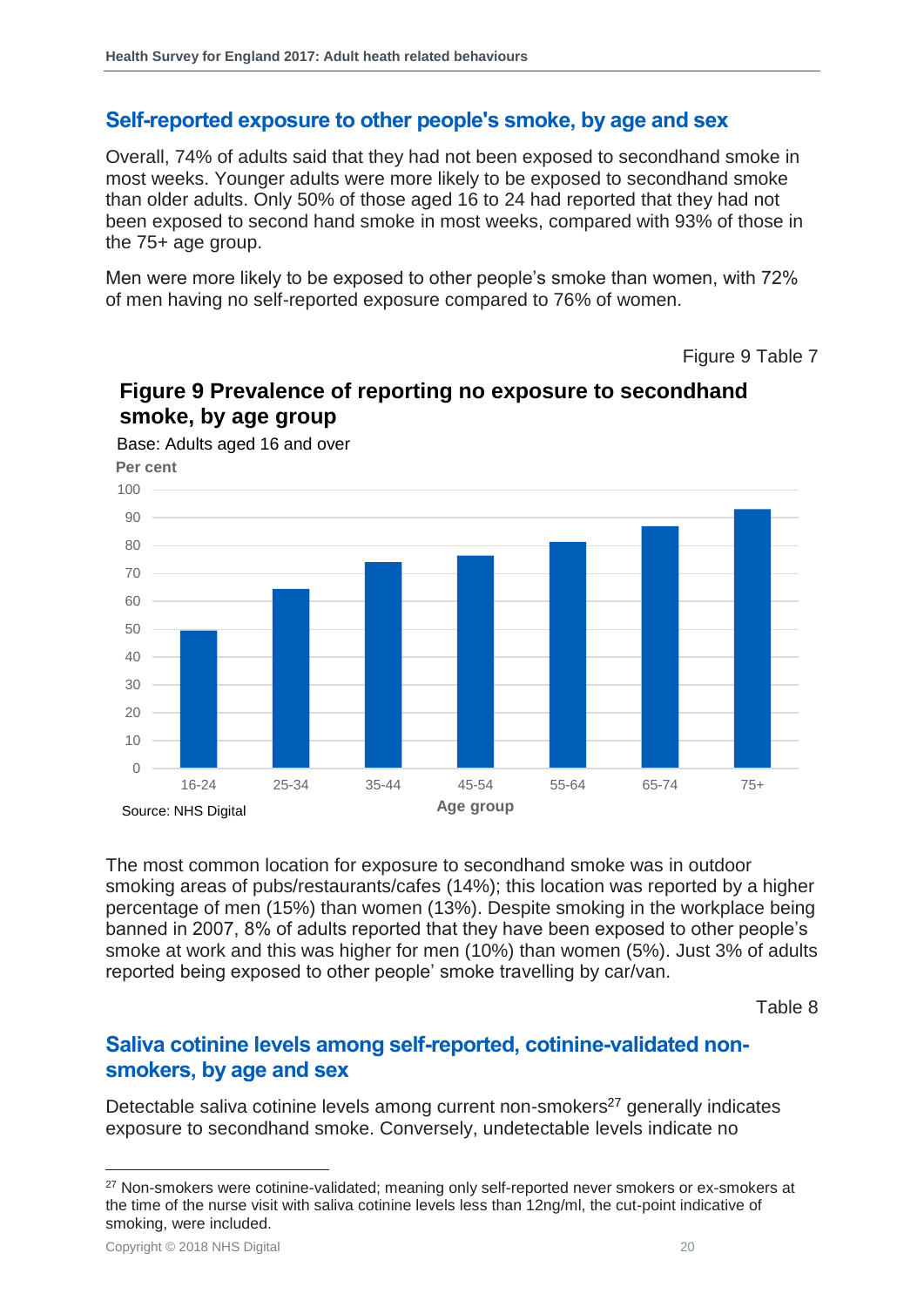## Self-reported exposure to other people's smoke, by age and sex

Overall, 74% of adults said that they had not been exposed to secondhand smoke in most weeks. Younger adults were more likely to be exposed to secondhand smoke than older adults. Only 50% of those aged 16 to 24 had reported that they had not been exposed to second hand smoke in most weeks, compared with 93% of those in the 75+ age group.

Men were more likely to be exposed to other people's smoke than women, with 72% of men having no self-reported exposure compared to 76% of women.

Figure 9 Table 7

### Figure 9 Prevalence of reporting no exposure to secondhand smoke, by age group

Base: Adults aged 16 and over

Per cent

Age group

Source: NHS Digital

The most common location for exposure to secondhand smoke was in outdoor smoking areas of pubs/restaurants/cafes (14%); this location was reported by a higher percentage of men (15%) than women (13%). Despite smoking in the workplace being banned in 2007, 8% of adults reported that they have been exposed to other people's smoke at work and this was higher for men (10%) than women (5%). Just 3% of adults reported being exposed to other people' smoke travelling by car/van.

Table 8

## Saliva cotinine levels among self-reported, cotinine-validated non-smokers, by age and sex

Detectable saliva cotinine levels among current non-smokers[27] generally indicates exposure to secondhand smoke. Conversely, undetectable levels indicate no

[27] Non-smokers were cotinine-validated; meaning only self-reported never smokers or ex-smokers at the time of the nurse visit with saliva cotinine levels less than 12ng/ml, the cut-point indicative of smoking, were included.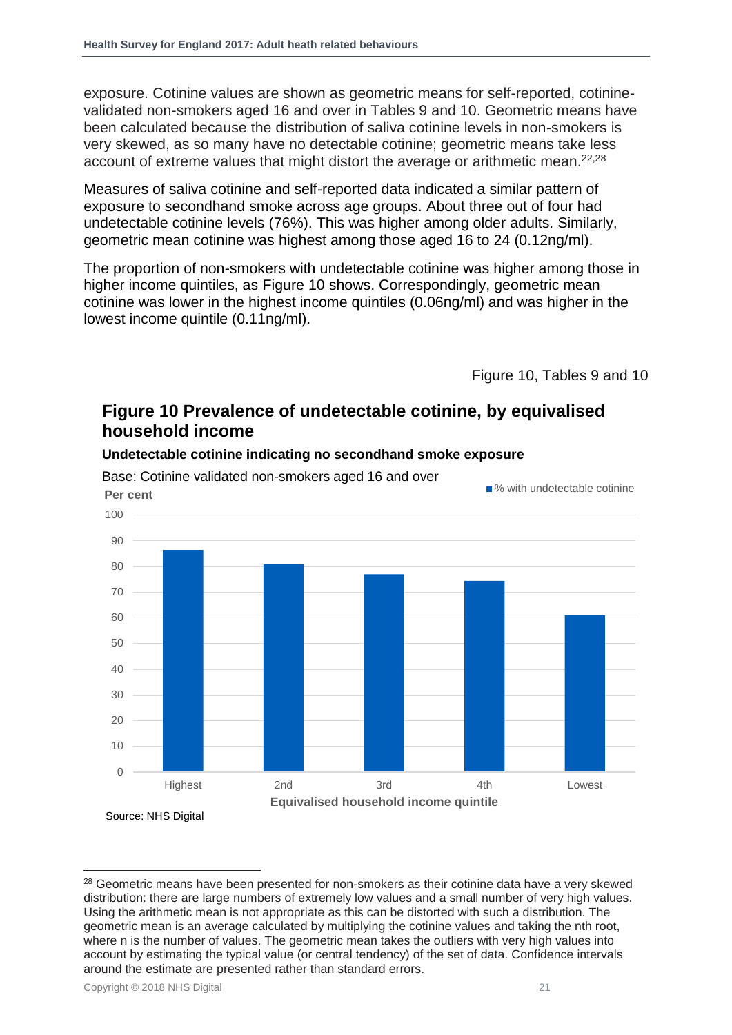exposure. Cotinine values are shown as geometric means for self-reported, cotinine-validated non-smokers aged 16 and over in Tables 9 and 10. Geometric means have been calculated because the distribution of saliva cotinine levels in non-smokers is very skewed, as so many have no detectable cotinine; geometric means take less account of extreme values that might distort the average or arithmetic mean.[22,28]

Measures of saliva cotinine and self-reported data indicated a similar pattern of exposure to secondhand smoke across age groups. About three out of four had undetectable cotinine levels (76%). This was higher among older adults. Similarly, geometric mean cotinine was highest among those aged 16 to 24 (0.12ng/ml).

The proportion of non-smokers with undetectable cotinine was higher among those in higher income quintiles, as Figure 10 shows. Correspondingly, geometric mean cotinine was lower in the highest income quintiles (0.06ng/ml) and was higher in the lowest income quintile (0.11ng/ml).

Figure 10, Tables 9 and 10

## Figure 10 Prevalence of undetectable cotinine, by equivalised household income

**Undetectable cotinine indicating no secondhand smoke exposure**

Base: Cotinine validated non-smokers aged 16 and over

Per cent

% with undetectable cotinine

100
90
80
70
60
50
40
30
20
10
0

Highest
2nd
3rd
4th
Lowest

Equivalised household income quintile

Source: NHS Digital

---

[28] Geometric means have been presented for non-smokers as their cotinine data have a very skewed distribution: there are large numbers of extremely low values and a small number of very high values. Using the arithmetic mean is not appropriate as this can be distorted with such a distribution. The geometric mean is an average calculated by multiplying the cotinine values and taking the nth root, where n is the number of values. The geometric mean takes the outliers with very high values into account by estimating the typical value (or central tendency) of the set of data. Confidence intervals around the estimate are presented rather than standard errors.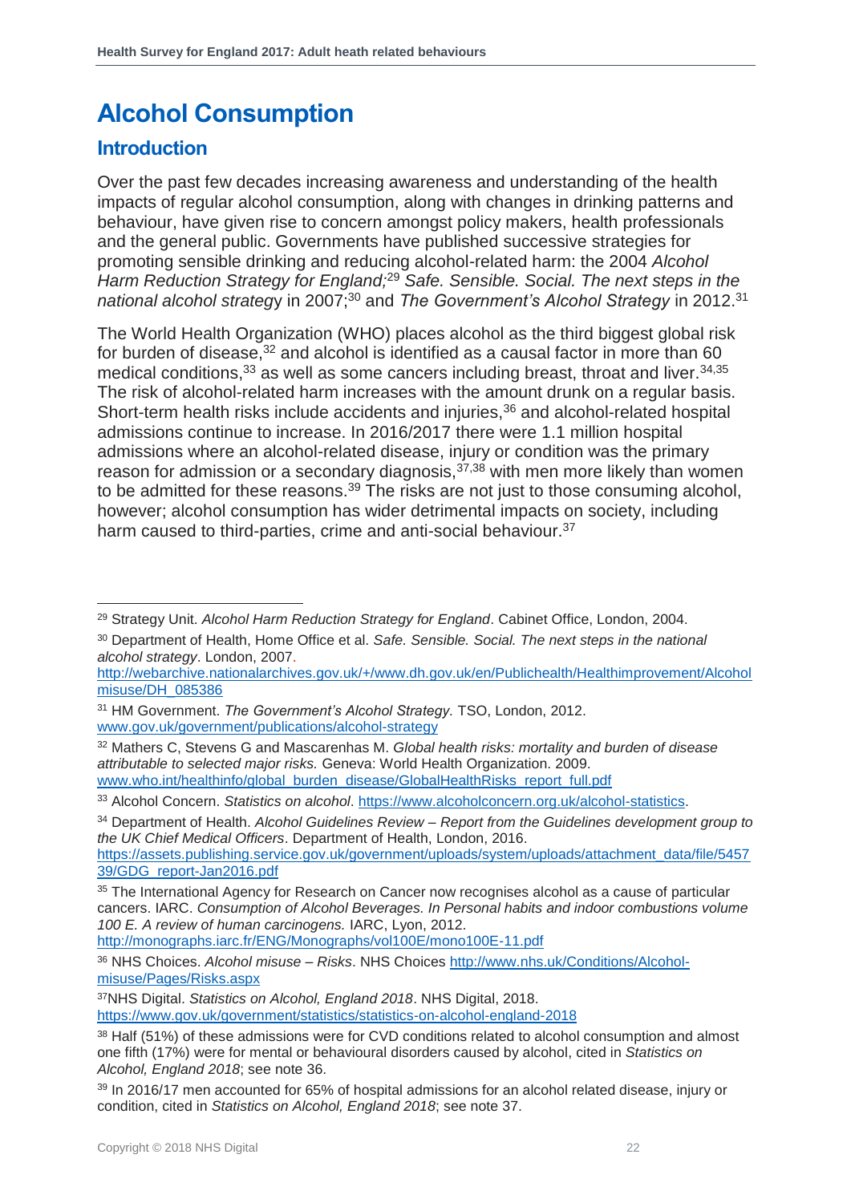# Alcohol Consumption

## Introduction

Over the past few decades increasing awareness and understanding of the health impacts of regular alcohol consumption, along with changes in drinking patterns and behaviour, have given rise to concern amongst policy makers, health professionals and the general public. Governments have published successive strategies for promoting sensible drinking and reducing alcohol-related harm: the 2004 *Alcohol Harm Reduction Strategy for England;*[29] *Safe. Sensible. Social. The next steps in the national alcohol strateg*y in 2007;[30] and *The Government's Alcohol Strategy* in 2012.[31]

The World Health Organization (WHO) places alcohol as the third biggest global risk for burden of disease,[32] and alcohol is identified as a causal factor in more than 60 medical conditions,[33] as well as some cancers including breast, throat and liver.[34,35] The risk of alcohol-related harm increases with the amount drunk on a regular basis. Short-term health risks include accidents and injuries,[36] and alcohol-related hospital admissions continue to increase. In 2016/2017 there were 1.1 million hospital admissions where an alcohol-related disease, injury or condition was the primary reason for admission or a secondary diagnosis,[37,38] with men more likely than women to be admitted for these reasons.[39] The risks are not just to those consuming alcohol, however; alcohol consumption has wider detrimental impacts on society, including harm caused to third-parties, crime and anti-social behaviour.[37]

---

[29] Strategy Unit. *Alcohol Harm Reduction Strategy for England*. Cabinet Office, London, 2004.

[30] Department of Health, Home Office et al. *Safe. Sensible. Social. The next steps in the national alcohol strategy*. London, 2007. http://webarchive.nationalarchives.gov.uk/+/www.dh.gov.uk/en/Publichealth/Healthimprovement/Alcoholmisuse/DH_085386

[31] HM Government. *The Government's Alcohol Strategy.* TSO, London, 2012. www.gov.uk/government/publications/alcohol-strategy

[32] Mathers C, Stevens G and Mascarenhas M. *Global health risks: mortality and burden of disease attributable to selected major risks.* Geneva: World Health Organization. 2009. www.who.int/healthinfo/global_burden_disease/GlobalHealthRisks_report_full.pdf

[33] Alcohol Concern. *Statistics on alcohol*. https://www.alcoholconcern.org.uk/alcohol-statistics.

[34] Department of Health. *Alcohol Guidelines Review – Report from the Guidelines development group to the UK Chief Medical Officers*. Department of Health, London, 2016. https://assets.publishing.service.gov.uk/government/uploads/system/uploads/attachment_data/file/545739/GDG_report-Jan2016.pdf

[35] The International Agency for Research on Cancer now recognises alcohol as a cause of particular cancers. IARC. *Consumption of Alcohol Beverages. In Personal habits and indoor combustions volume 100 E. A review of human carcinogens.* IARC, Lyon, 2012. http://monographs.iarc.fr/ENG/Monographs/vol100E/mono100E-11.pdf

[36] NHS Choices. *Alcohol misuse – Risks*. NHS Choices http://www.nhs.uk/Conditions/Alcohol-misuse/Pages/Risks.aspx

[37] NHS Digital. *Statistics on Alcohol, England 2018*. NHS Digital, 2018. https://www.gov.uk/government/statistics/statistics-on-alcohol-england-2018

[38] Half (51%) of these admissions were for CVD conditions related to alcohol consumption and almost one fifth (17%) were for mental or behavioural disorders caused by alcohol, cited in *Statistics on Alcohol, England 2018*; see note 36.

[39] In 2016/17 men accounted for 65% of hospital admissions for an alcohol related disease, injury or condition, cited in *Statistics on Alcohol, England 2018*; see note 37.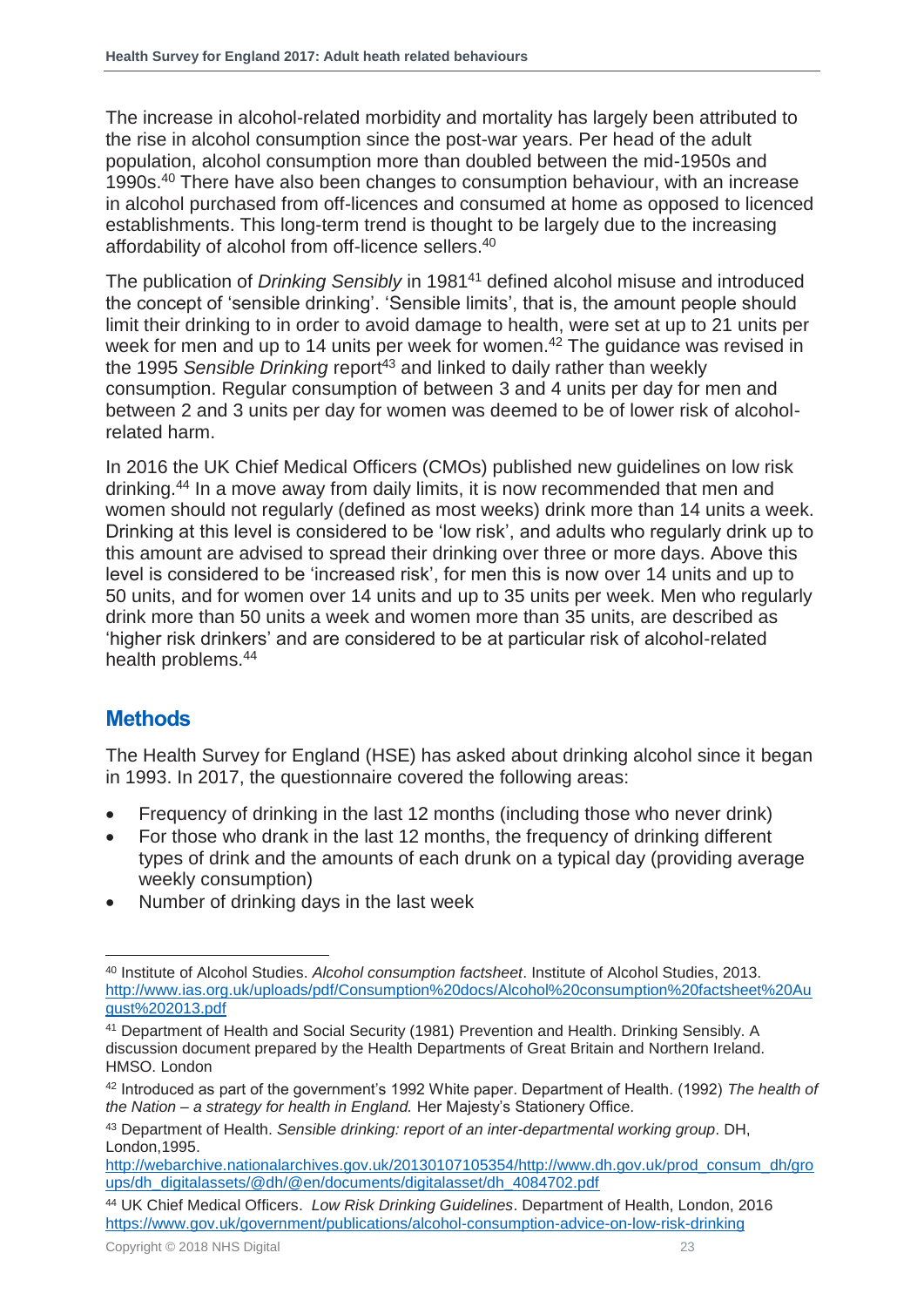The increase in alcohol-related morbidity and mortality has largely been attributed to the rise in alcohol consumption since the post-war years. Per head of the adult population, alcohol consumption more than doubled between the mid-1950s and 1990s.[40] There have also been changes to consumption behaviour, with an increase in alcohol purchased from off-licences and consumed at home as opposed to licenced establishments. This long-term trend is thought to be largely due to the increasing affordability of alcohol from off-licence sellers.[40]

The publication of *Drinking Sensibly* in 1981[41] defined alcohol misuse and introduced the concept of 'sensible drinking'. 'Sensible limits', that is, the amount people should limit their drinking to in order to avoid damage to health, were set at up to 21 units per week for men and up to 14 units per week for women.[42] The guidance was revised in the 1995 *Sensible Drinking* report[43] and linked to daily rather than weekly consumption. Regular consumption of between 3 and 4 units per day for men and between 2 and 3 units per day for women was deemed to be of lower risk of alcohol-related harm.

In 2016 the UK Chief Medical Officers (CMOs) published new guidelines on low risk drinking.[44] In a move away from daily limits, it is now recommended that men and women should not regularly (defined as most weeks) drink more than 14 units a week. Drinking at this level is considered to be 'low risk', and adults who regularly drink up to this amount are advised to spread their drinking over three or more days. Above this level is considered to be 'increased risk', for men this is now over 14 units and up to 50 units, and for women over 14 units and up to 35 units per week. Men who regularly drink more than 50 units a week and women more than 35 units, are described as 'higher risk drinkers' and are considered to be at particular risk of alcohol-related health problems.[44]

## Methods

The Health Survey for England (HSE) has asked about drinking alcohol since it began in 1993. In 2017, the questionnaire covered the following areas:

- Frequency of drinking in the last 12 months (including those who never drink)
- For those who drank in the last 12 months, the frequency of drinking different types of drink and the amounts of each drunk on a typical day (providing average weekly consumption)
- Number of drinking days in the last week

---

[40] Institute of Alcohol Studies. *Alcohol consumption factsheet*. Institute of Alcohol Studies, 2013. http://www.ias.org.uk/uploads/pdf/Consumption%20docs/Alcohol%20consumption%20factsheet%20August%202013.pdf

[41] Department of Health and Social Security (1981) Prevention and Health. Drinking Sensibly. A discussion document prepared by the Health Departments of Great Britain and Northern Ireland. HMSO. London

[42] Introduced as part of the government's 1992 White paper. Department of Health. (1992) *The health of the Nation – a strategy for health in England.* Her Majesty's Stationery Office.

[43] Department of Health. *Sensible drinking: report of an inter-departmental working group*. DH, London,1995. http://webarchive.nationalarchives.gov.uk/20130107105354/http://www.dh.gov.uk/prod_consum_dh/groups/dh_digitalassets/@dh/@en/documents/digitalasset/dh_4084702.pdf

[44] UK Chief Medical Officers. *Low Risk Drinking Guidelines*. Department of Health, London, 2016 https://www.gov.uk/government/publications/alcohol-consumption-advice-on-low-risk-drinking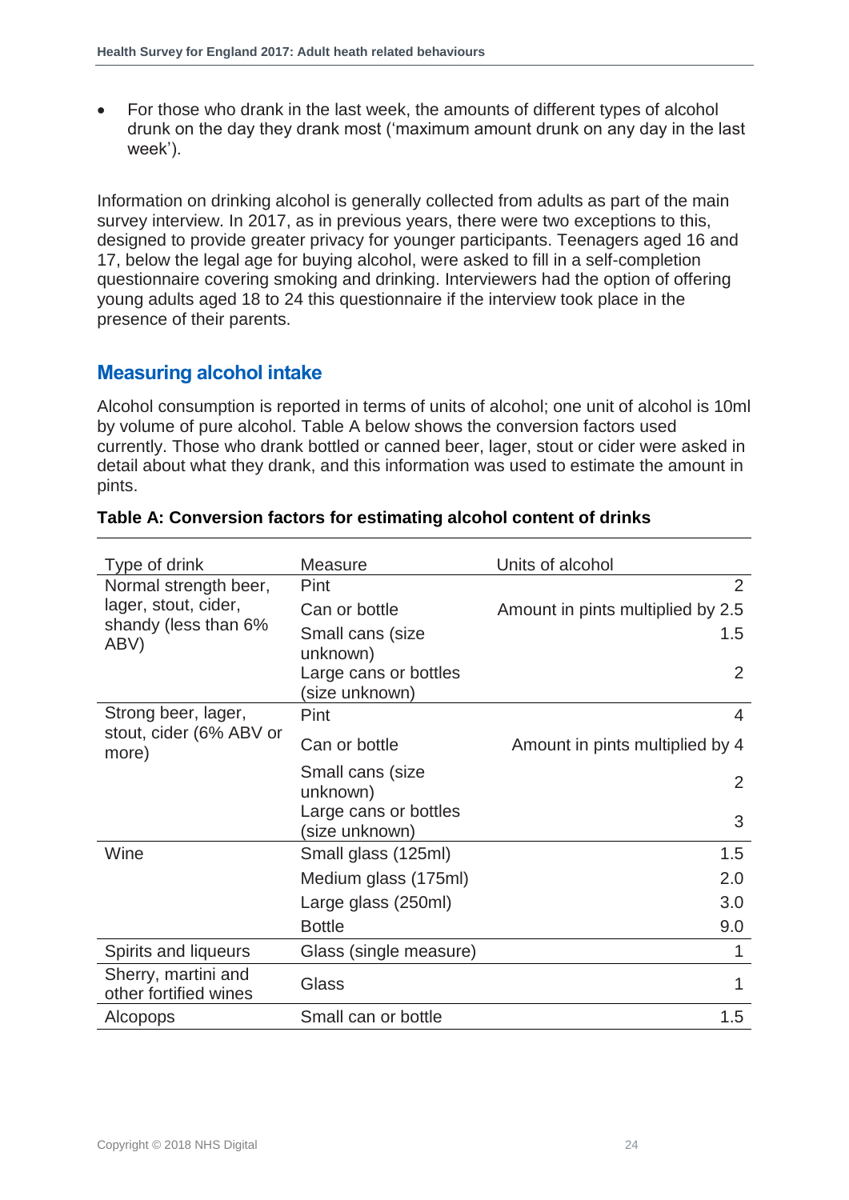- For those who drank in the last week, the amounts of different types of alcohol drunk on the day they drank most ('maximum amount drunk on any day in the last week').

Information on drinking alcohol is generally collected from adults as part of the main survey interview. In 2017, as in previous years, there were two exceptions to this, designed to provide greater privacy for younger participants. Teenagers aged 16 and 17, below the legal age for buying alcohol, were asked to fill in a self-completion questionnaire covering smoking and drinking. Interviewers had the option of offering young adults aged 18 to 24 this questionnaire if the interview took place in the presence of their parents.

## Measuring alcohol intake

Alcohol consumption is reported in terms of units of alcohol; one unit of alcohol is 10ml by volume of pure alcohol. Table A below shows the conversion factors used currently. Those who drank bottled or canned beer, lager, stout or cider were asked in detail about what they drank, and this information was used to estimate the amount in pints.

**Table A: Conversion factors for estimating alcohol content of drinks**

| Type of drink | Measure | Units of alcohol |
|---|---|---|
| Normal strength beer, lager, stout, cider, shandy (less than 6% ABV) | Pint | 2 |
| | Can or bottle | Amount in pints multiplied by 2.5 |
| | Small cans (size unknown) | 1.5 |
| | Large cans or bottles (size unknown) | 2 |
| Strong beer, lager, stout, cider (6% ABV or more) | Pint | 4 |
| | Can or bottle | Amount in pints multiplied by 4 |
| | Small cans (size unknown) | 2 |
| | Large cans or bottles (size unknown) | 3 |
| Wine | Small glass (125ml) | 1.5 |
| | Medium glass (175ml) | 2.0 |
| | Large glass (250ml) | 3.0 |
| | Bottle | 9.0 |
| Spirits and liqueurs | Glass (single measure) | 1 |
| Sherry, martini and other fortified wines | Glass | 1 |
| Alcopops | Small can or bottle | 1.5 |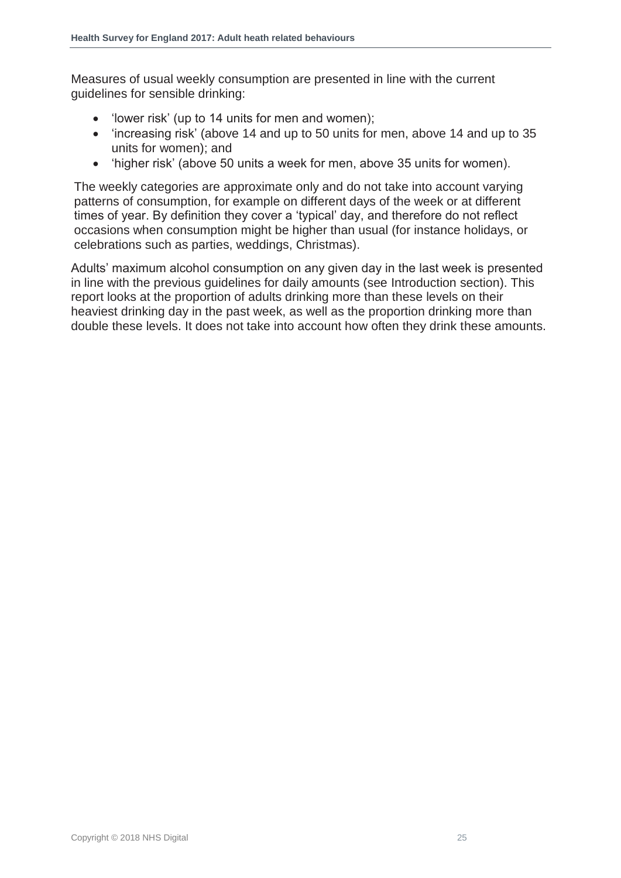Measures of usual weekly consumption are presented in line with the current guidelines for sensible drinking:

- 'lower risk' (up to 14 units for men and women);
- 'increasing risk' (above 14 and up to 50 units for men, above 14 and up to 35 units for women); and
- 'higher risk' (above 50 units a week for men, above 35 units for women).

The weekly categories are approximate only and do not take into account varying patterns of consumption, for example on different days of the week or at different times of year. By definition they cover a 'typical' day, and therefore do not reflect occasions when consumption might be higher than usual (for instance holidays, or celebrations such as parties, weddings, Christmas).

Adults' maximum alcohol consumption on any given day in the last week is presented in line with the previous guidelines for daily amounts (see Introduction section). This report looks at the proportion of adults drinking more than these levels on their heaviest drinking day in the past week, as well as the proportion drinking more than double these levels. It does not take into account how often they drink these amounts.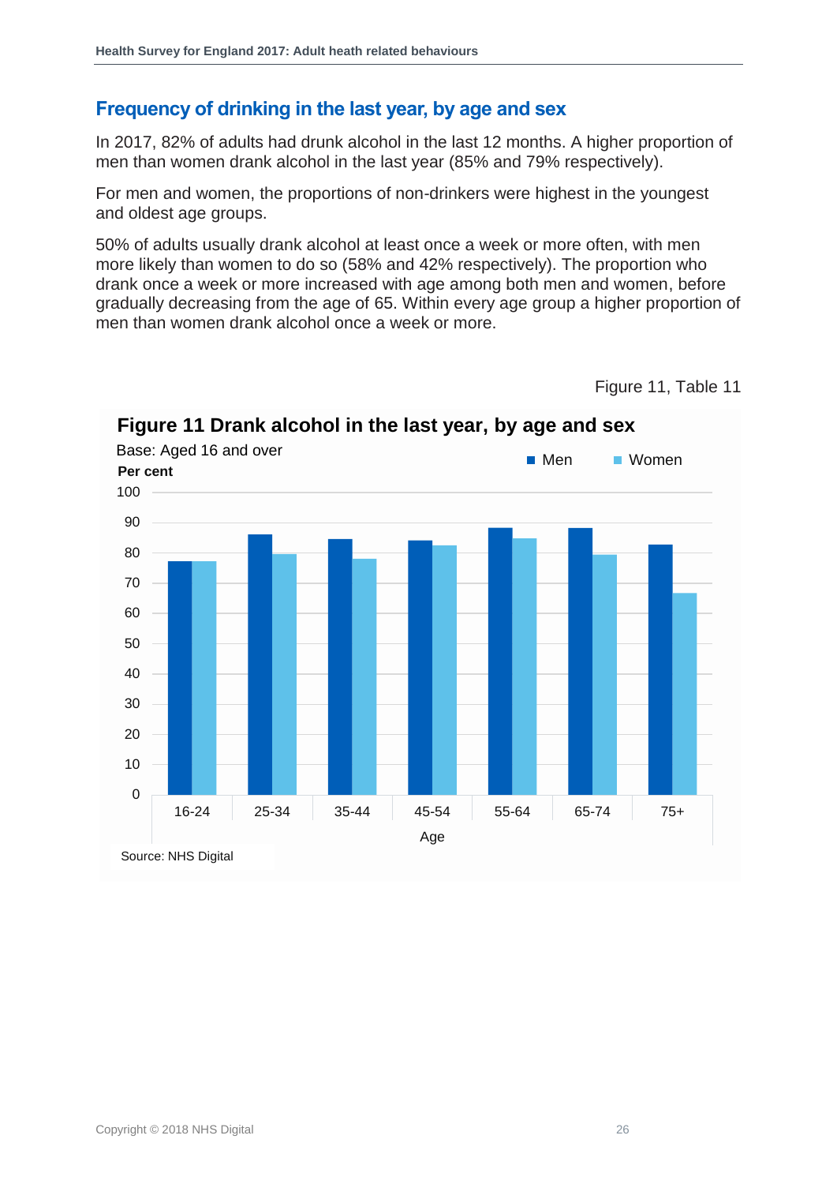## Frequency of drinking in the last year, by age and sex

In 2017, 82% of adults had drunk alcohol in the last 12 months. A higher proportion of men than women drank alcohol in the last year (85% and 79% respectively).

For men and women, the proportions of non-drinkers were highest in the youngest and oldest age groups.

50% of adults usually drank alcohol at least once a week or more often, with men more likely than women to do so (58% and 42% respectively). The proportion who drank once a week or more increased with age among both men and women, before gradually decreasing from the age of 65. Within every age group a higher proportion of men than women drank alcohol once a week or more.

Figure 11, Table 11

### Figure 11 Drank alcohol in the last year, by age and sex

Base: Aged 16 and over

Men
Women

**Per cent**

100
90
80
70
60
50
40
30
20
10
0

16-24
25-34
35-44
45-54
55-64
65-74
75+

Age

Source: NHS Digital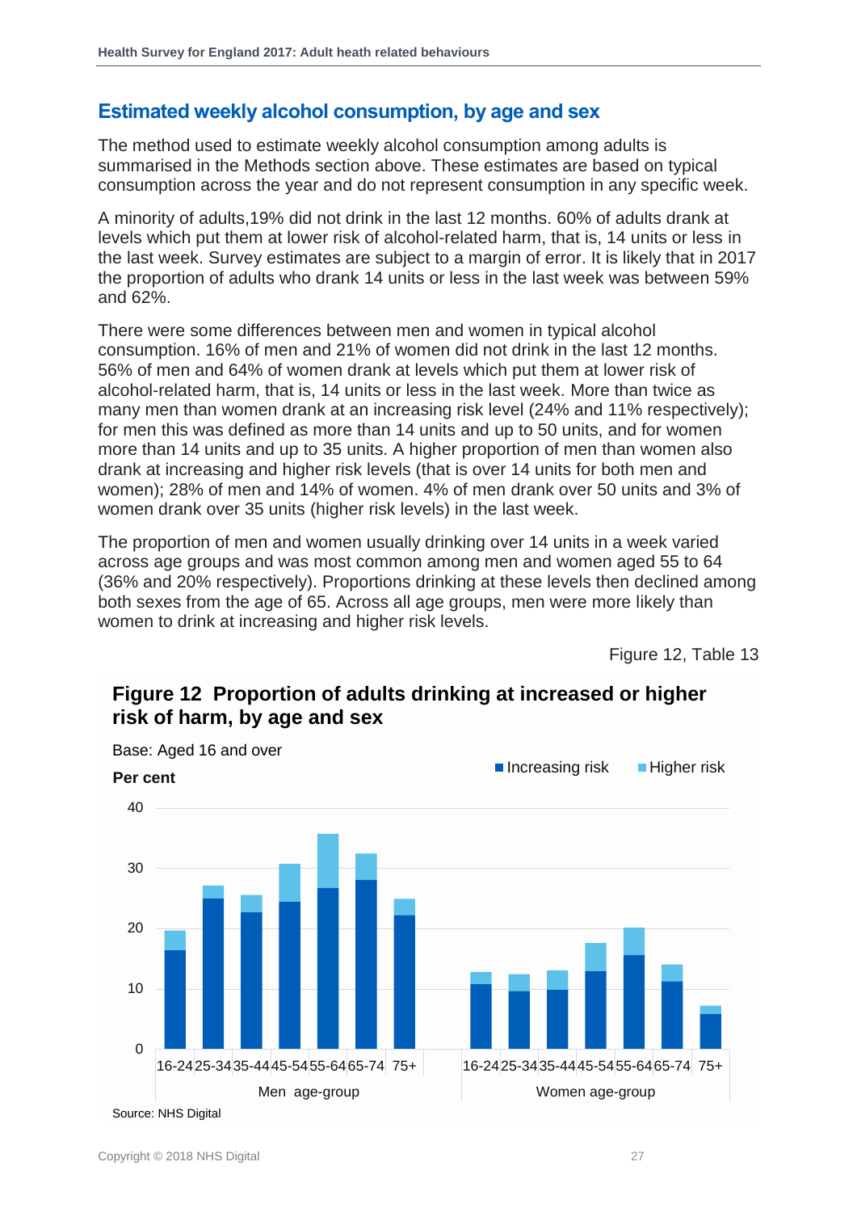## Estimated weekly alcohol consumption, by age and sex

The method used to estimate weekly alcohol consumption among adults is summarised in the Methods section above. These estimates are based on typical consumption across the year and do not represent consumption in any specific week.

A minority of adults,19% did not drink in the last 12 months. 60% of adults drank at levels which put them at lower risk of alcohol-related harm, that is, 14 units or less in the last week. Survey estimates are subject to a margin of error. It is likely that in 2017 the proportion of adults who drank 14 units or less in the last week was between 59% and 62%.

There were some differences between men and women in typical alcohol consumption. 16% of men and 21% of women did not drink in the last 12 months. 56% of men and 64% of women drank at levels which put them at lower risk of alcohol-related harm, that is, 14 units or less in the last week. More than twice as many men than women drank at an increasing risk level (24% and 11% respectively); for men this was defined as more than 14 units and up to 50 units, and for women more than 14 units and up to 35 units. A higher proportion of men than women also drank at increasing and higher risk levels (that is over 14 units for both men and women); 28% of men and 14% of women. 4% of men drank over 50 units and 3% of women drank over 35 units (higher risk levels) in the last week.

The proportion of men and women usually drinking over 14 units in a week varied across age groups and was most common among men and women aged 55 to 64 (36% and 20% respectively). Proportions drinking at these levels then declined among both sexes from the age of 65. Across all age groups, men were more likely than women to drink at increasing and higher risk levels.

Figure 12, Table 13

**Figure 12 Proportion of adults drinking at increased or higher risk of harm, by age and sex**

Base: Aged 16 and over

Per cent

Increasing risk
Higher risk

40
30
20
10
0

16-24 25-34 35-44 45-54 55-64 65-74 75+
Men age-group

16-24 25-34 35-44 45-54 55-64 65-74 75+
Women age-group

Source: NHS Digital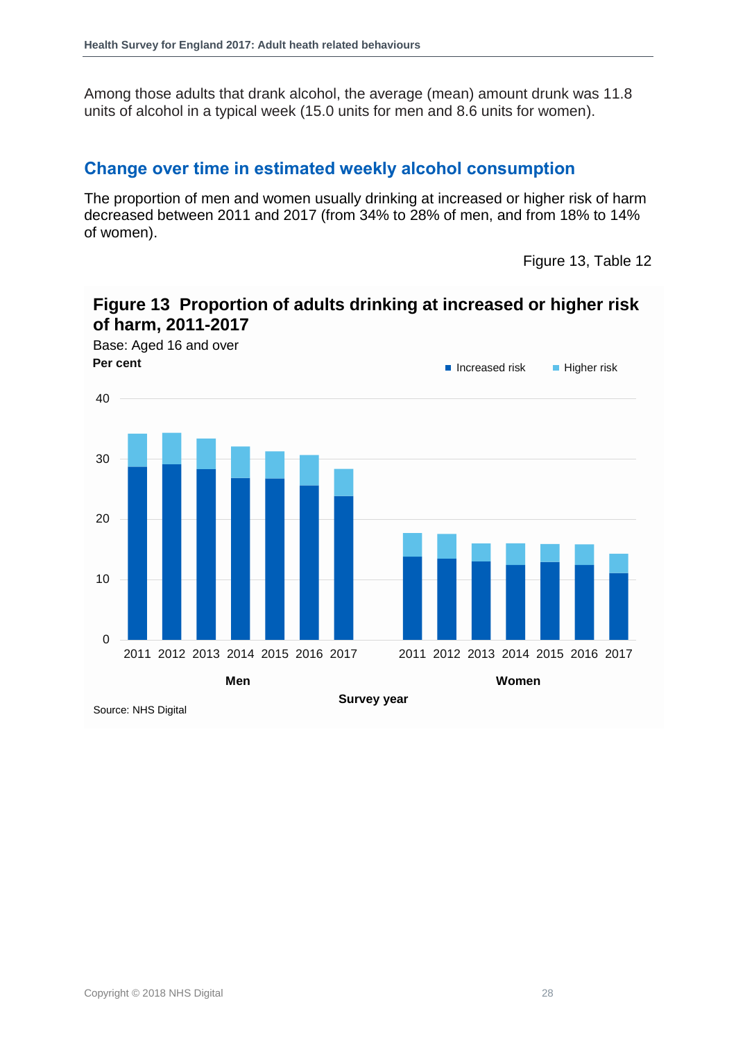Among those adults that drank alcohol, the average (mean) amount drunk was 11.8 units of alcohol in a typical week (15.0 units for men and 8.6 units for women).

## Change over time in estimated weekly alcohol consumption

The proportion of men and women usually drinking at increased or higher risk of harm decreased between 2011 and 2017 (from 34% to 28% of men, and from 18% to 14% of women).

Figure 13, Table 12

**Figure 13 Proportion of adults drinking at increased or higher risk of harm, 2011-2017**

Base: Aged 16 and over

**Per cent**

Increased risk
Higher risk

40
30
20
10
0

2011 2012 2013 2014 2015 2016 2017
**Men**

2011 2012 2013 2014 2015 2016 2017
**Women**

**Survey year**

Source: NHS Digital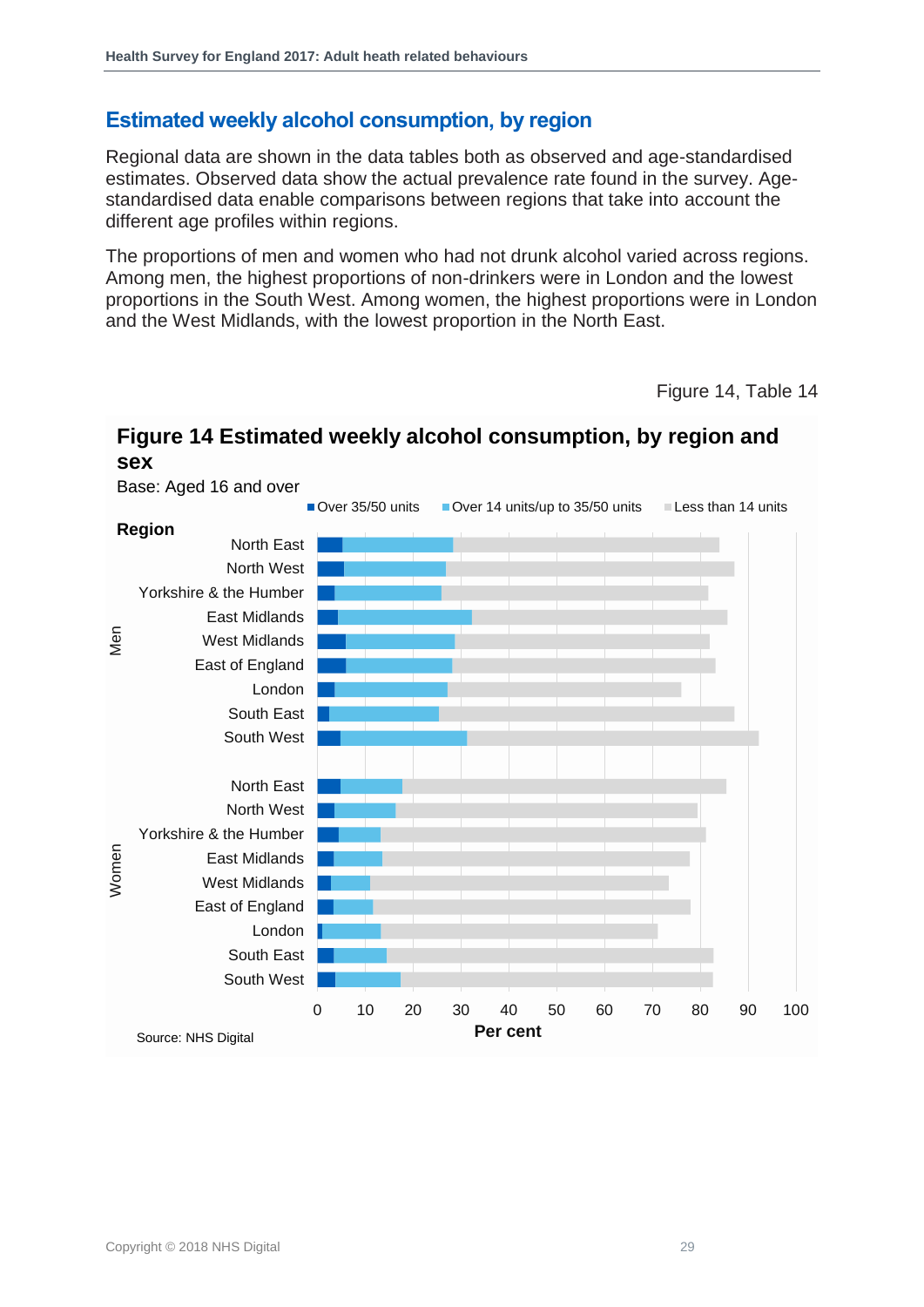## Estimated weekly alcohol consumption, by region

Regional data are shown in the data tables both as observed and age-standardised estimates. Observed data show the actual prevalence rate found in the survey. Age-standardised data enable comparisons between regions that take into account the different age profiles within regions.

The proportions of men and women who had not drunk alcohol varied across regions. Among men, the highest proportions of non-drinkers were in London and the lowest proportions in the South West. Among women, the highest proportions were in London and the West Midlands, with the lowest proportion in the North East.

Figure 14, Table 14

### Figure 14 Estimated weekly alcohol consumption, by region and sex

Base: Aged 16 and over

Over 35/50 units
Over 14 units/up to 35/50 units
Less than 14 units

Region

Men
North East
North West
Yorkshire & the Humber
East Midlands
West Midlands
East of England
London
South East
South West

Women
North East
North West
Yorkshire & the Humber
East Midlands
West Midlands
East of England
London
South East
South West

0 10 20 30 40 50 60 70 80 90 100

Per cent

Source: NHS Digital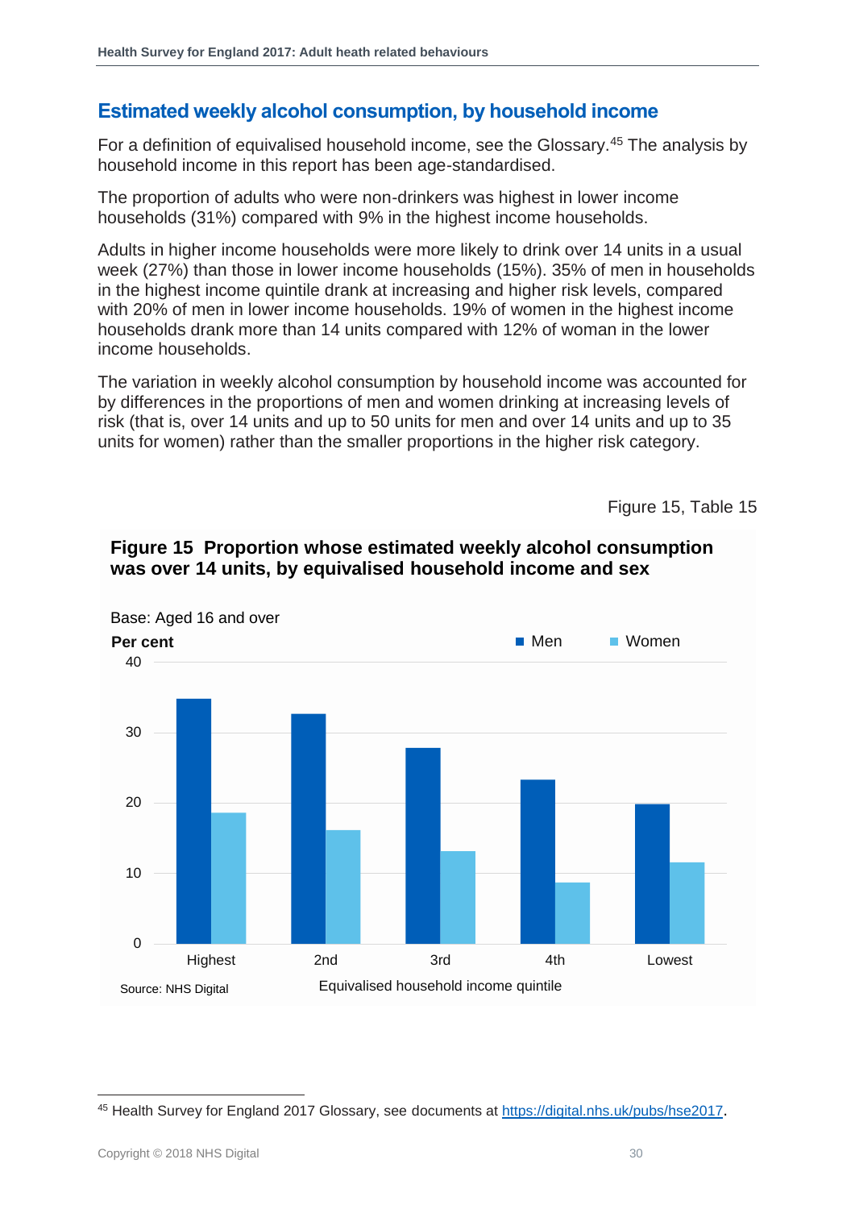## Estimated weekly alcohol consumption, by household income

For a definition of equivalised household income, see the Glossary.[45] The analysis by household income in this report has been age-standardised.

The proportion of adults who were non-drinkers was highest in lower income households (31%) compared with 9% in the highest income households.

Adults in higher income households were more likely to drink over 14 units in a usual week (27%) than those in lower income households (15%). 35% of men in households in the highest income quintile drank at increasing and higher risk levels, compared with 20% of men in lower income households. 19% of women in the highest income households drank more than 14 units compared with 12% of woman in the lower income households.

The variation in weekly alcohol consumption by household income was accounted for by differences in the proportions of men and women drinking at increasing levels of risk (that is, over 14 units and up to 50 units for men and over 14 units and up to 35 units for women) rather than the smaller proportions in the higher risk category.

Figure 15, Table 15

**Figure 15 Proportion whose estimated weekly alcohol consumption was over 14 units, by equivalised household income and sex**

Base: Aged 16 and over

**Per cent**

Men Women

40
30
20
10
0

Highest 2nd 3rd 4th Lowest

Equivalised household income quintile

Source: NHS Digital

---

[45] Health Survey for England 2017 Glossary, see documents at https://digital.nhs.uk/pubs/hse2017.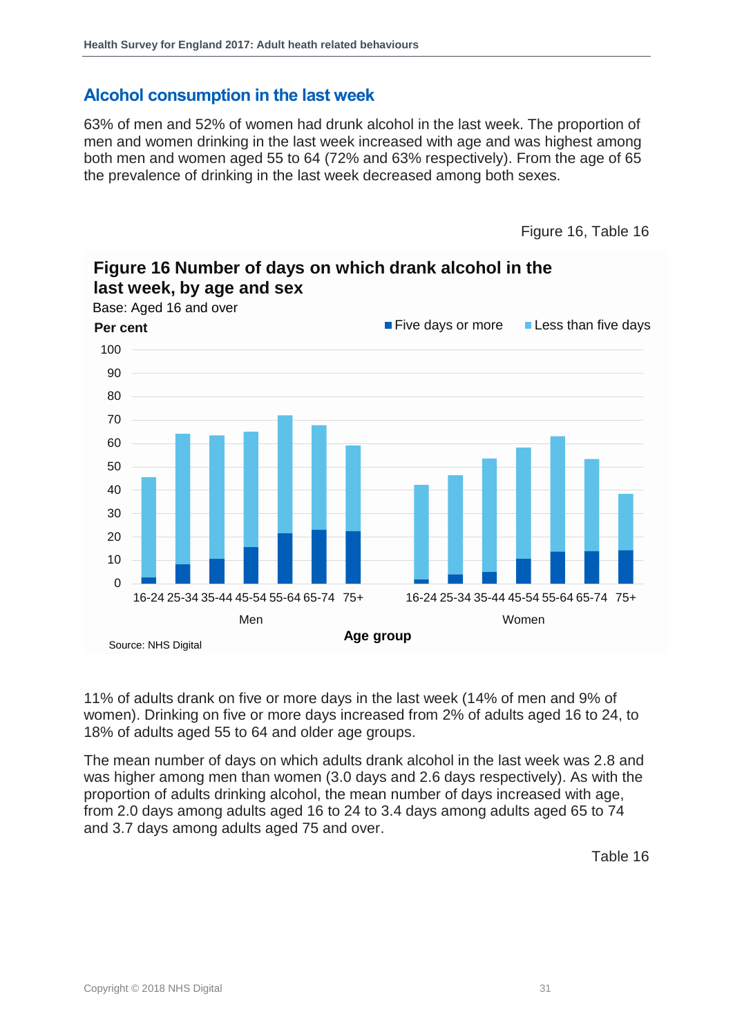## Alcohol consumption in the last week

63% of men and 52% of women had drunk alcohol in the last week. The proportion of men and women drinking in the last week increased with age and was highest among both men and women aged 55 to 64 (72% and 63% respectively). From the age of 65 the prevalence of drinking in the last week decreased among both sexes.

Figure 16, Table 16

**Figure 16 Number of days on which drank alcohol in the last week, by age and sex**

Base: Aged 16 and over

**Per cent**

Five days or more
Less than five days

100
90
80
70
60
50
40
30
20
10
0

16-24 25-34 35-44 45-54 55-64 65-74 75+
Men

16-24 25-34 35-44 45-54 55-64 65-74 75+
Women

**Age group**

Source: NHS Digital

11% of adults drank on five or more days in the last week (14% of men and 9% of women). Drinking on five or more days increased from 2% of adults aged 16 to 24, to 18% of adults aged 55 to 64 and older age groups.

The mean number of days on which adults drank alcohol in the last week was 2.8 and was higher among men than women (3.0 days and 2.6 days respectively). As with the proportion of adults drinking alcohol, the mean number of days increased with age, from 2.0 days among adults aged 16 to 24 to 3.4 days among adults aged 65 to 74 and 3.7 days among adults aged 75 and over.

Table 16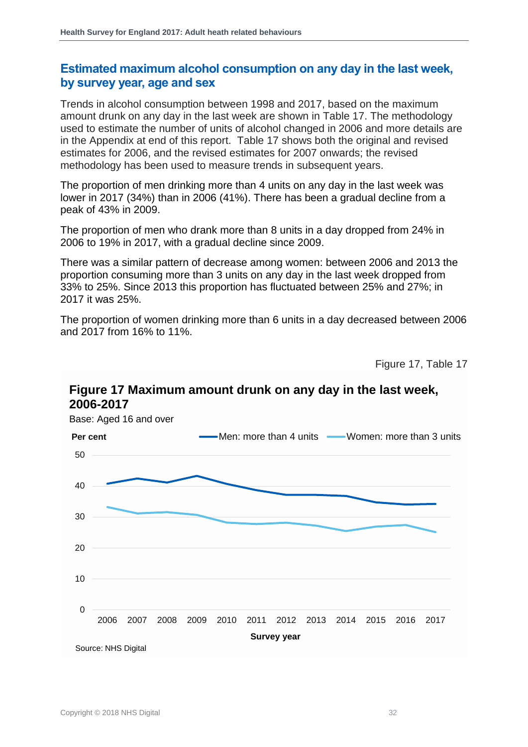## Estimated maximum alcohol consumption on any day in the last week, by survey year, age and sex

Trends in alcohol consumption between 1998 and 2017, based on the maximum amount drunk on any day in the last week are shown in Table 17. The methodology used to estimate the number of units of alcohol changed in 2006 and more details are in the Appendix at end of this report. Table 17 shows both the original and revised estimates for 2006, and the revised estimates for 2007 onwards; the revised methodology has been used to measure trends in subsequent years.

The proportion of men drinking more than 4 units on any day in the last week was lower in 2017 (34%) than in 2006 (41%). There has been a gradual decline from a peak of 43% in 2009.

The proportion of men who drank more than 8 units in a day dropped from 24% in 2006 to 19% in 2017, with a gradual decline since 2009.

There was a similar pattern of decrease among women: between 2006 and 2013 the proportion consuming more than 3 units on any day in the last week dropped from 33% to 25%. Since 2013 this proportion has fluctuated between 25% and 27%; in 2017 it was 25%.

The proportion of women drinking more than 6 units in a day decreased between 2006 and 2017 from 16% to 11%.

Figure 17, Table 17

**Figure 17 Maximum amount drunk on any day in the last week, 2006-2017**

Base: Aged 16 and over

Per cent

Men: more than 4 units
Women: more than 3 units

50
40
30
20
10
0

2006 2007 2008 2009 2010 2011 2012 2013 2014 2015 2016 2017

Survey year

Source: NHS Digital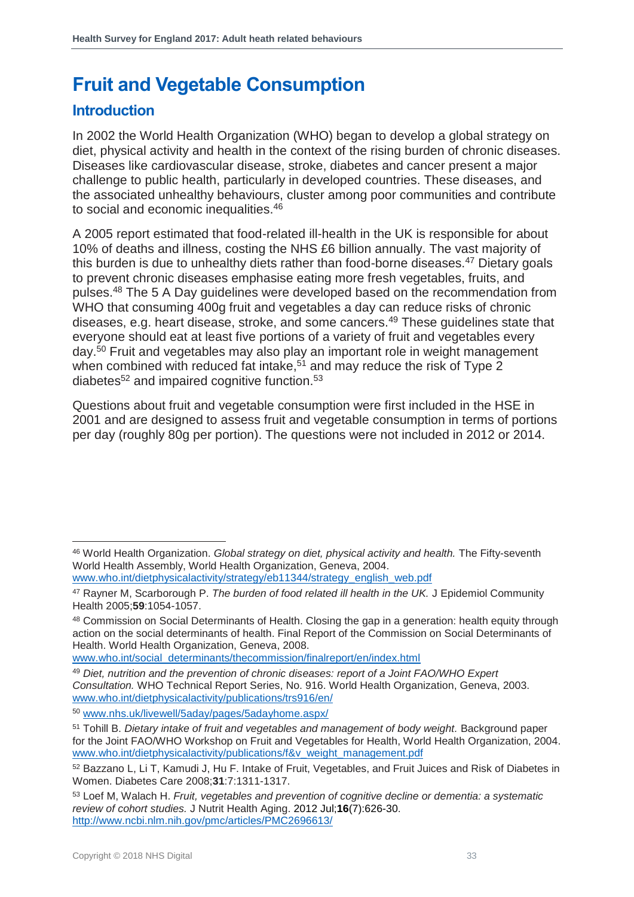# Fruit and Vegetable Consumption

## Introduction

In 2002 the World Health Organization (WHO) began to develop a global strategy on diet, physical activity and health in the context of the rising burden of chronic diseases. Diseases like cardiovascular disease, stroke, diabetes and cancer present a major challenge to public health, particularly in developed countries. These diseases, and the associated unhealthy behaviours, cluster among poor communities and contribute to social and economic inequalities.[46]

A 2005 report estimated that food-related ill-health in the UK is responsible for about 10% of deaths and illness, costing the NHS £6 billion annually. The vast majority of this burden is due to unhealthy diets rather than food-borne diseases.[47] Dietary goals to prevent chronic diseases emphasise eating more fresh vegetables, fruits, and pulses.[48] The 5 A Day guidelines were developed based on the recommendation from WHO that consuming 400g fruit and vegetables a day can reduce risks of chronic diseases, e.g. heart disease, stroke, and some cancers.[49] These guidelines state that everyone should eat at least five portions of a variety of fruit and vegetables every day.[50] Fruit and vegetables may also play an important role in weight management when combined with reduced fat intake,[51] and may reduce the risk of Type 2 diabetes[52] and impaired cognitive function.[53]

Questions about fruit and vegetable consumption were first included in the HSE in 2001 and are designed to assess fruit and vegetable consumption in terms of portions per day (roughly 80g per portion). The questions were not included in 2012 or 2014.

---

[46] World Health Organization. *Global strategy on diet, physical activity and health.* The Fifty-seventh World Health Assembly, World Health Organization, Geneva, 2004. www.who.int/dietphysicalactivity/strategy/eb11344/strategy_english_web.pdf

[47] Rayner M, Scarborough P. *The burden of food related ill health in the UK.* J Epidemiol Community Health 2005;**59**:1054-1057.

[48] Commission on Social Determinants of Health. Closing the gap in a generation: health equity through action on the social determinants of health. Final Report of the Commission on Social Determinants of Health. World Health Organization, Geneva, 2008. www.who.int/social_determinants/thecommission/finalreport/en/index.html

[49] *Diet, nutrition and the prevention of chronic diseases: report of a Joint FAO/WHO Expert Consultation.* WHO Technical Report Series, No. 916. World Health Organization, Geneva, 2003. www.who.int/dietphysicalactivity/publications/trs916/en/

[50] www.nhs.uk/livewell/5aday/pages/5adayhome.aspx/

[51] Tohill B. *Dietary intake of fruit and vegetables and management of body weight.* Background paper for the Joint FAO/WHO Workshop on Fruit and Vegetables for Health, World Health Organization, 2004. www.who.int/dietphysicalactivity/publications/f&v_weight_management.pdf

[52] Bazzano L, Li T, Kamudi J, Hu F. Intake of Fruit, Vegetables, and Fruit Juices and Risk of Diabetes in Women. Diabetes Care 2008;**31**:7:1311-1317.

[53] Loef M, Walach H. *Fruit, vegetables and prevention of cognitive decline or dementia: a systematic review of cohort studies.* J Nutrit Health Aging. 2012 Jul;**16**(7):626-30. http://www.ncbi.nlm.nih.gov/pmc/articles/PMC2696613/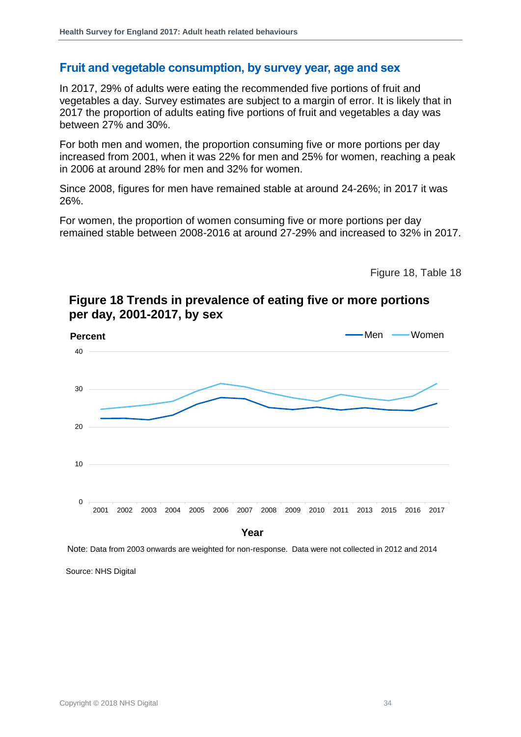## Fruit and vegetable consumption, by survey year, age and sex

In 2017, 29% of adults were eating the recommended five portions of fruit and vegetables a day. Survey estimates are subject to a margin of error. It is likely that in 2017 the proportion of adults eating five portions of fruit and vegetables a day was between 27% and 30%.

For both men and women, the proportion consuming five or more portions per day increased from 2001, when it was 22% for men and 25% for women, reaching a peak in 2006 at around 28% for men and 32% for women.

Since 2008, figures for men have remained stable at around 24-26%; in 2017 it was 26%.

For women, the proportion of women consuming five or more portions per day remained stable between 2008-2016 at around 27-29% and increased to 32% in 2017.

Figure 18, Table 18

### Figure 18 Trends in prevalence of eating five or more portions per day, 2001-2017, by sex

Percent

Men
Women

40
30
20
10
0

2001 2002 2003 2004 2005 2006 2007 2008 2009 2010 2011 2013 2015 2016 2017

Year

Note: Data from 2003 onwards are weighted for non-response. Data were not collected in 2012 and 2014

Source: NHS Digital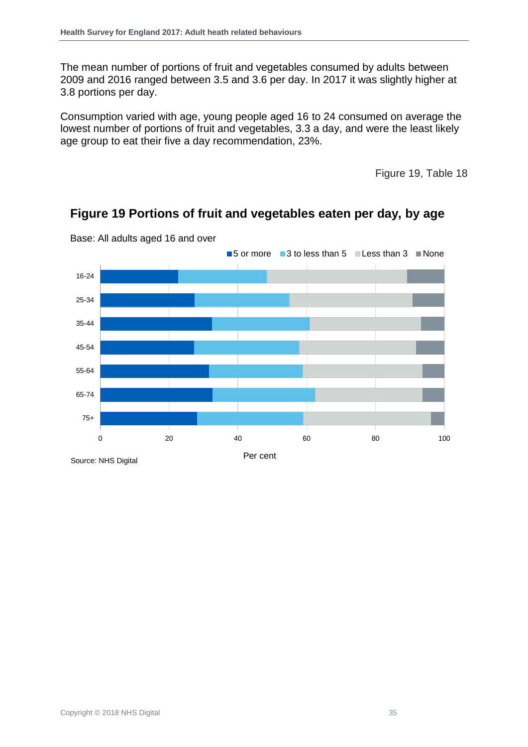The mean number of portions of fruit and vegetables consumed by adults between 2009 and 2016 ranged between 3.5 and 3.6 per day. In 2017 it was slightly higher at 3.8 portions per day.

Consumption varied with age, young people aged 16 to 24 consumed on average the lowest number of portions of fruit and vegetables, 3.3 a day, and were the least likely age group to eat their five a day recommendation, 23%.

Figure 19, Table 18

## Figure 19 Portions of fruit and vegetables eaten per day, by age

Base: All adults aged 16 and over

5 or more
3 to less than 5
Less than 3
None

16-24
25-34
35-44
45-54
55-64
65-74
75+

0
20
40
60
80
100

Per cent

Source: NHS Digital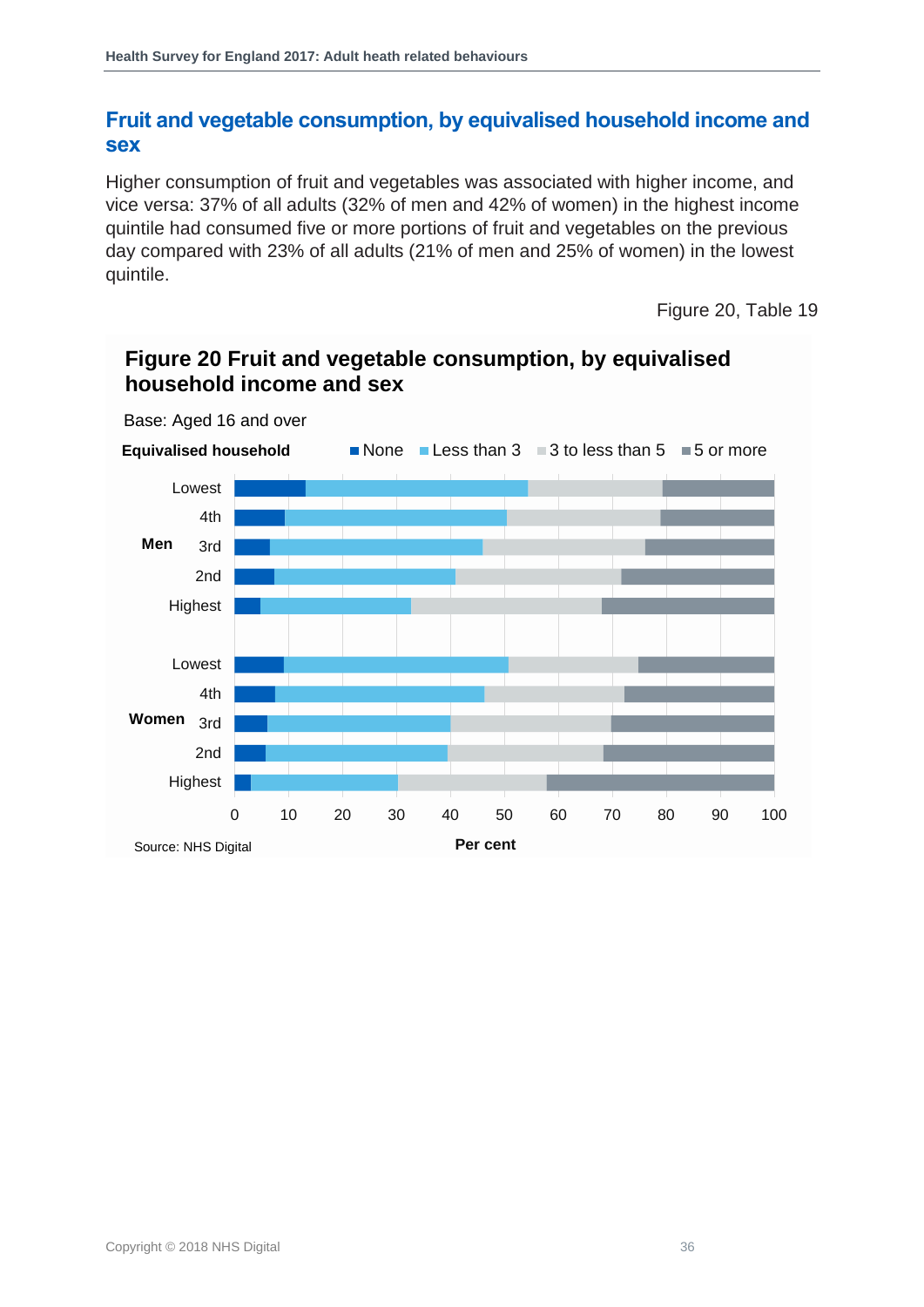## Fruit and vegetable consumption, by equivalised household income and sex

Higher consumption of fruit and vegetables was associated with higher income, and vice versa: 37% of all adults (32% of men and 42% of women) in the highest income quintile had consumed five or more portions of fruit and vegetables on the previous day compared with 23% of all adults (21% of men and 25% of women) in the lowest quintile.

Figure 20, Table 19

**Figure 20 Fruit and vegetable consumption, by equivalised household income and sex**

Base: Aged 16 and over

**Equivalised household**

None | Less than 3 | 3 to less than 5 | 5 or more

**Men**: Lowest, 4th, 3rd, 2nd, Highest

**Women**: Lowest, 4th, 3rd, 2nd, Highest

0 10 20 30 40 50 60 70 80 90 100

**Per cent**

Source: NHS Digital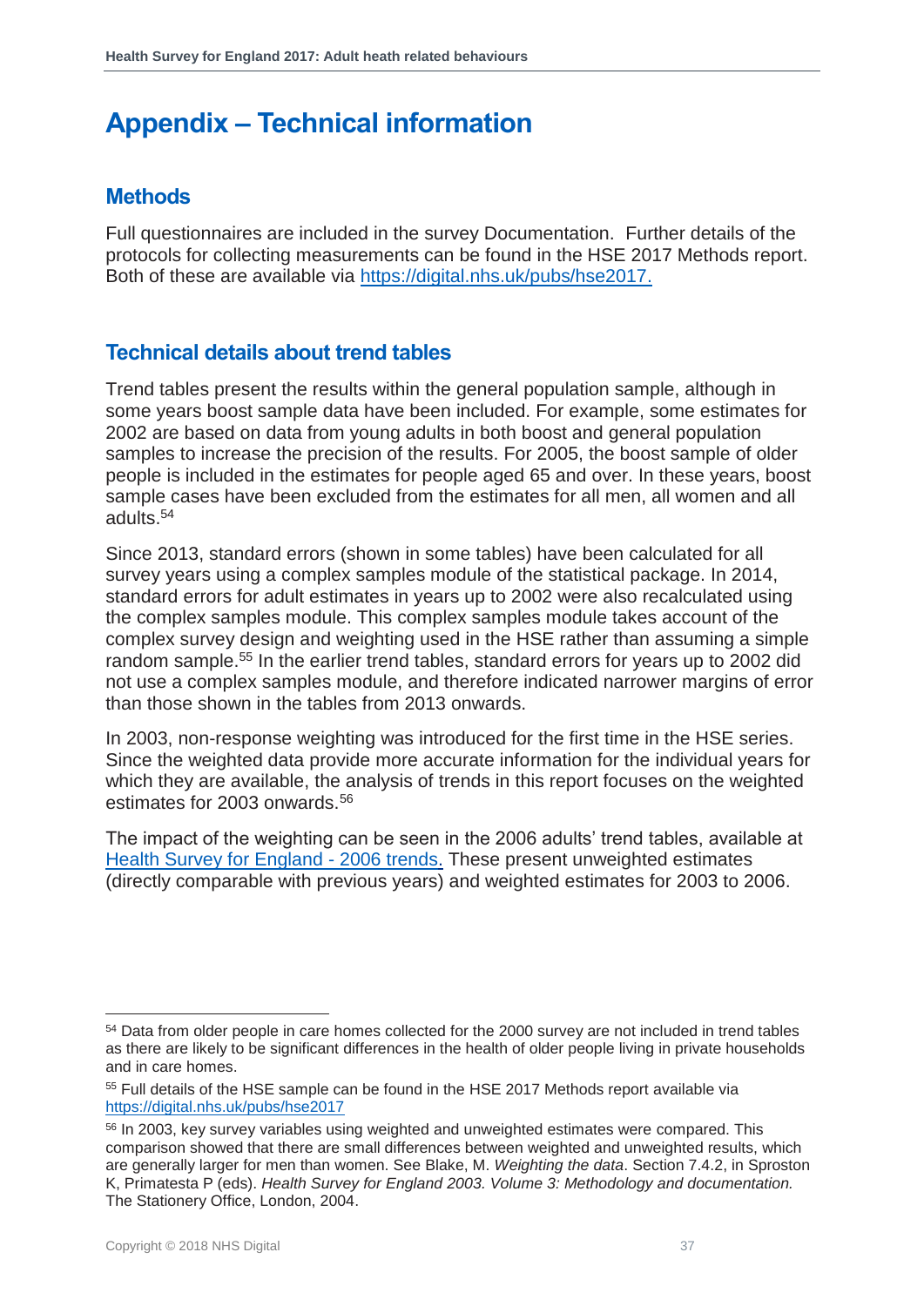# Appendix – Technical information

## Methods

Full questionnaires are included in the survey Documentation. Further details of the protocols for collecting measurements can be found in the HSE 2017 Methods report. Both of these are available via https://digital.nhs.uk/pubs/hse2017.

## Technical details about trend tables

Trend tables present the results within the general population sample, although in some years boost sample data have been included. For example, some estimates for 2002 are based on data from young adults in both boost and general population samples to increase the precision of the results. For 2005, the boost sample of older people is included in the estimates for people aged 65 and over. In these years, boost sample cases have been excluded from the estimates for all men, all women and all adults.[54]

Since 2013, standard errors (shown in some tables) have been calculated for all survey years using a complex samples module of the statistical package. In 2014, standard errors for adult estimates in years up to 2002 were also recalculated using the complex samples module. This complex samples module takes account of the complex survey design and weighting used in the HSE rather than assuming a simple random sample.[55] In the earlier trend tables, standard errors for years up to 2002 did not use a complex samples module, and therefore indicated narrower margins of error than those shown in the tables from 2013 onwards.

In 2003, non-response weighting was introduced for the first time in the HSE series. Since the weighted data provide more accurate information for the individual years for which they are available, the analysis of trends in this report focuses on the weighted estimates for 2003 onwards.[56]

The impact of the weighting can be seen in the 2006 adults' trend tables, available at Health Survey for England - 2006 trends. These present unweighted estimates (directly comparable with previous years) and weighted estimates for 2003 to 2006.

---

[54] Data from older people in care homes collected for the 2000 survey are not included in trend tables as there are likely to be significant differences in the health of older people living in private households and in care homes.

[55] Full details of the HSE sample can be found in the HSE 2017 Methods report available via https://digital.nhs.uk/pubs/hse2017

[56] In 2003, key survey variables using weighted and unweighted estimates were compared. This comparison showed that there are small differences between weighted and unweighted results, which are generally larger for men than women. See Blake, M. *Weighting the data*. Section 7.4.2, in Sproston K, Primatesta P (eds). *Health Survey for England 2003. Volume 3: Methodology and documentation.* The Stationery Office, London, 2004.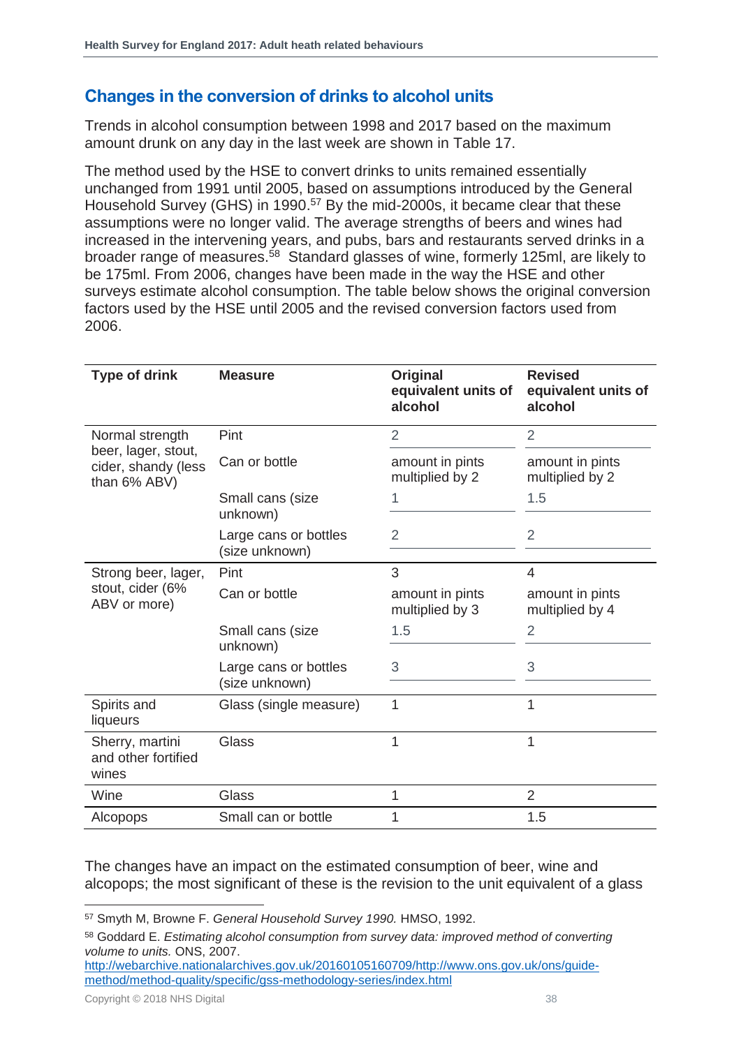## Changes in the conversion of drinks to alcohol units

Trends in alcohol consumption between 1998 and 2017 based on the maximum amount drunk on any day in the last week are shown in Table 17.

The method used by the HSE to convert drinks to units remained essentially unchanged from 1991 until 2005, based on assumptions introduced by the General Household Survey (GHS) in 1990.[57] By the mid-2000s, it became clear that these assumptions were no longer valid. The average strengths of beers and wines had increased in the intervening years, and pubs, bars and restaurants served drinks in a broader range of measures.[58] Standard glasses of wine, formerly 125ml, are likely to be 175ml. From 2006, changes have been made in the way the HSE and other surveys estimate alcohol consumption. The table below shows the original conversion factors used by the HSE until 2005 and the revised conversion factors used from 2006.

| Type of drink | Measure | Original equivalent units of alcohol | Revised equivalent units of alcohol |
|---|---|---|---|
| Normal strength beer, lager, stout, cider, shandy (less than 6% ABV) | Pint | 2 | 2 |
| | Can or bottle | amount in pints multiplied by 2 | amount in pints multiplied by 2 |
| | Small cans (size unknown) | 1 | 1.5 |
| | Large cans or bottles (size unknown) | 2 | 2 |
| Strong beer, lager, stout, cider (6% ABV or more) | Pint | 3 | 4 |
| | Can or bottle | amount in pints multiplied by 3 | amount in pints multiplied by 4 |
| | Small cans (size unknown) | 1.5 | 2 |
| | Large cans or bottles (size unknown) | 3 | 3 |
| Spirits and liqueurs | Glass (single measure) | 1 | 1 |
| Sherry, martini and other fortified wines | Glass | 1 | 1 |
| Wine | Glass | 1 | 2 |
| Alcopops | Small can or bottle | 1 | 1.5 |

The changes have an impact on the estimated consumption of beer, wine and alcopops; the most significant of these is the revision to the unit equivalent of a glass

---

[57] Smyth M, Browne F. *General Household Survey 1990.* HMSO, 1992.

[58] Goddard E. *Estimating alcohol consumption from survey data: improved method of converting volume to units.* ONS, 2007. http://webarchive.nationalarchives.gov.uk/20160105160709/http://www.ons.gov.uk/ons/guide-method/method-quality/specific/gss-methodology-series/index.html

Copyright © 2018 NHS Digital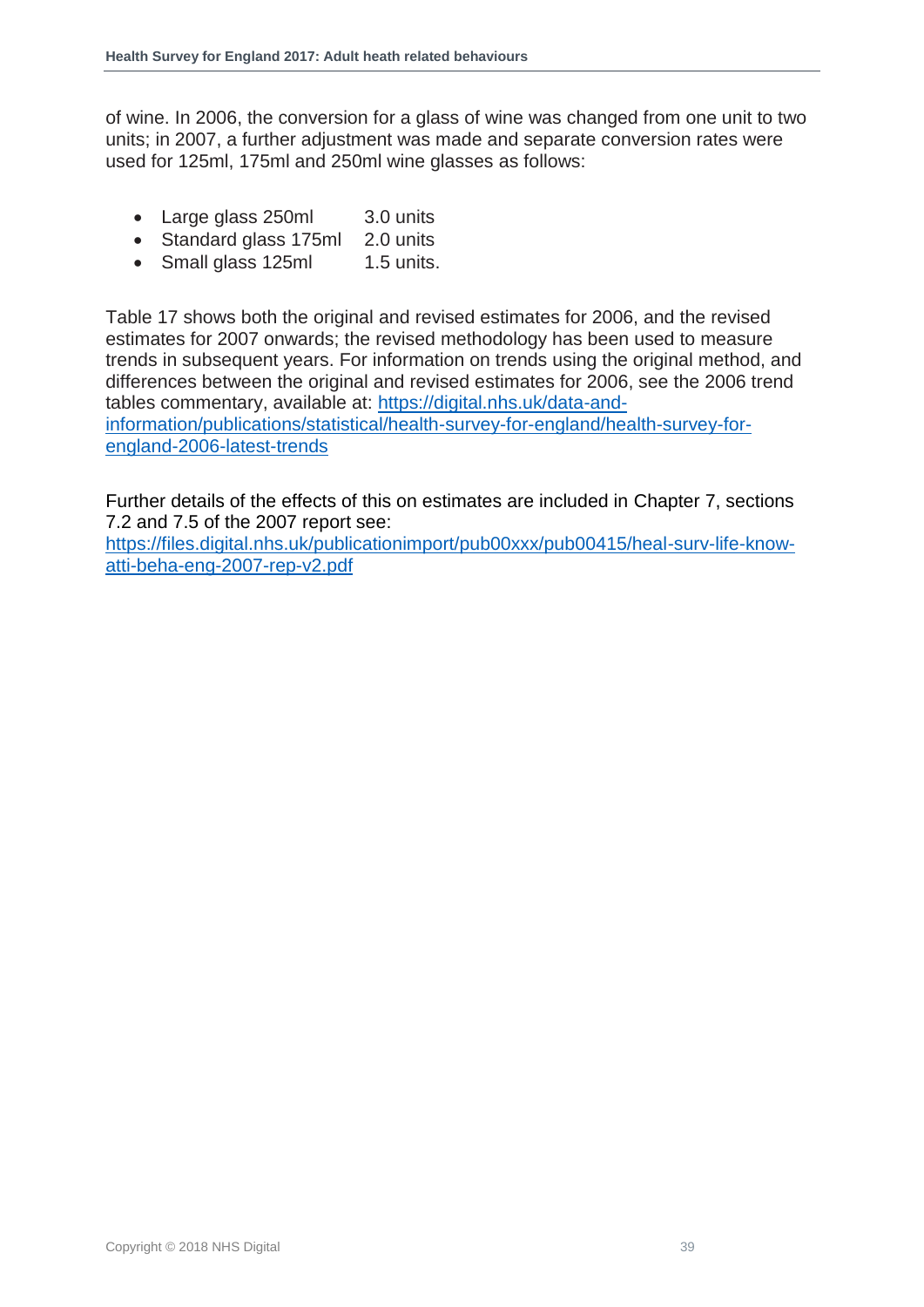of wine. In 2006, the conversion for a glass of wine was changed from one unit to two units; in 2007, a further adjustment was made and separate conversion rates were used for 125ml, 175ml and 250ml wine glasses as follows:

- Large glass 250ml 3.0 units
- Standard glass 175ml 2.0 units
- Small glass 125ml 1.5 units.

Table 17 shows both the original and revised estimates for 2006, and the revised estimates for 2007 onwards; the revised methodology has been used to measure trends in subsequent years. For information on trends using the original method, and differences between the original and revised estimates for 2006, see the 2006 trend tables commentary, available at: https://digital.nhs.uk/data-and-information/publications/statistical/health-survey-for-england/health-survey-for-england-2006-latest-trends

Further details of the effects of this on estimates are included in Chapter 7, sections 7.2 and 7.5 of the 2007 report see: https://files.digital.nhs.uk/publicationimport/pub00xxx/pub00415/heal-surv-life-know-atti-beha-eng-2007-rep-v2.pdf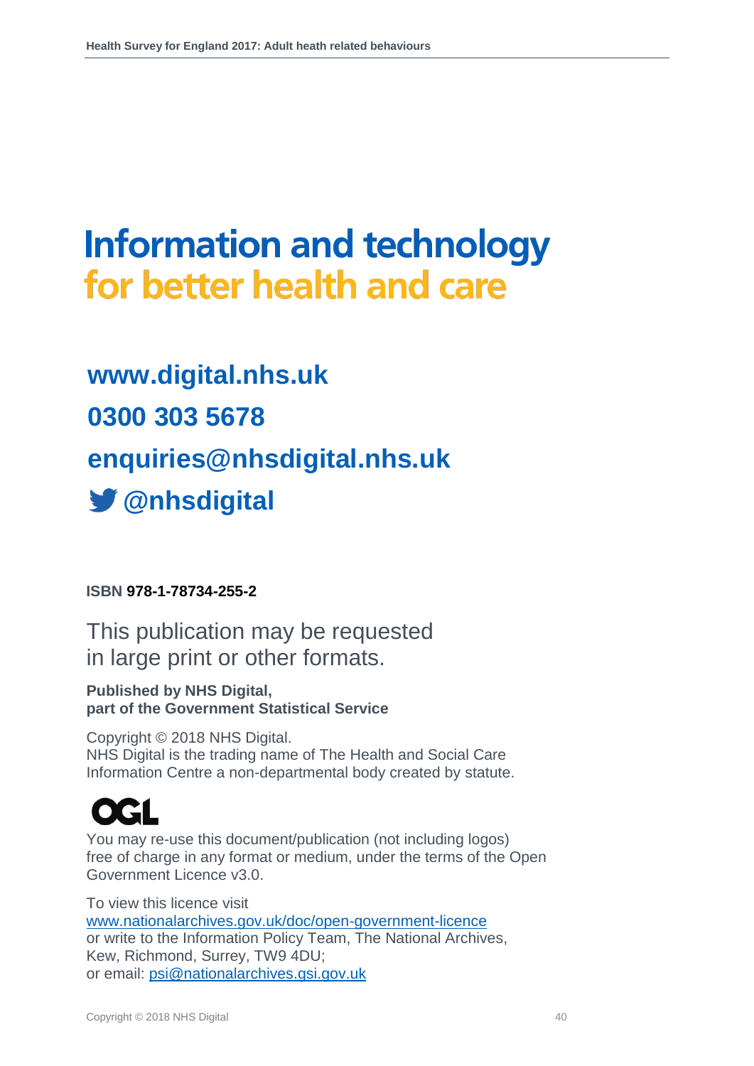# Information and technology for better health and care

**www.digital.nhs.uk**

**0300 303 5678**

**enquiries@nhsdigital.nhs.uk**

**@nhsdigital**

**ISBN 978-1-78734-255-2**

This publication may be requested in large print or other formats.

**Published by NHS Digital, part of the Government Statistical Service**

Copyright © 2018 NHS Digital.
NHS Digital is the trading name of The Health and Social Care Information Centre a non-departmental body created by statute.

OGL

You may re-use this document/publication (not including logos) free of charge in any format or medium, under the terms of the Open Government Licence v3.0.

To view this licence visit
www.nationalarchives.gov.uk/doc/open-government-licence
or write to the Information Policy Team, The National Archives, Kew, Richmond, Surrey, TW9 4DU;
or email: psi@nationalarchives.gsi.gov.uk